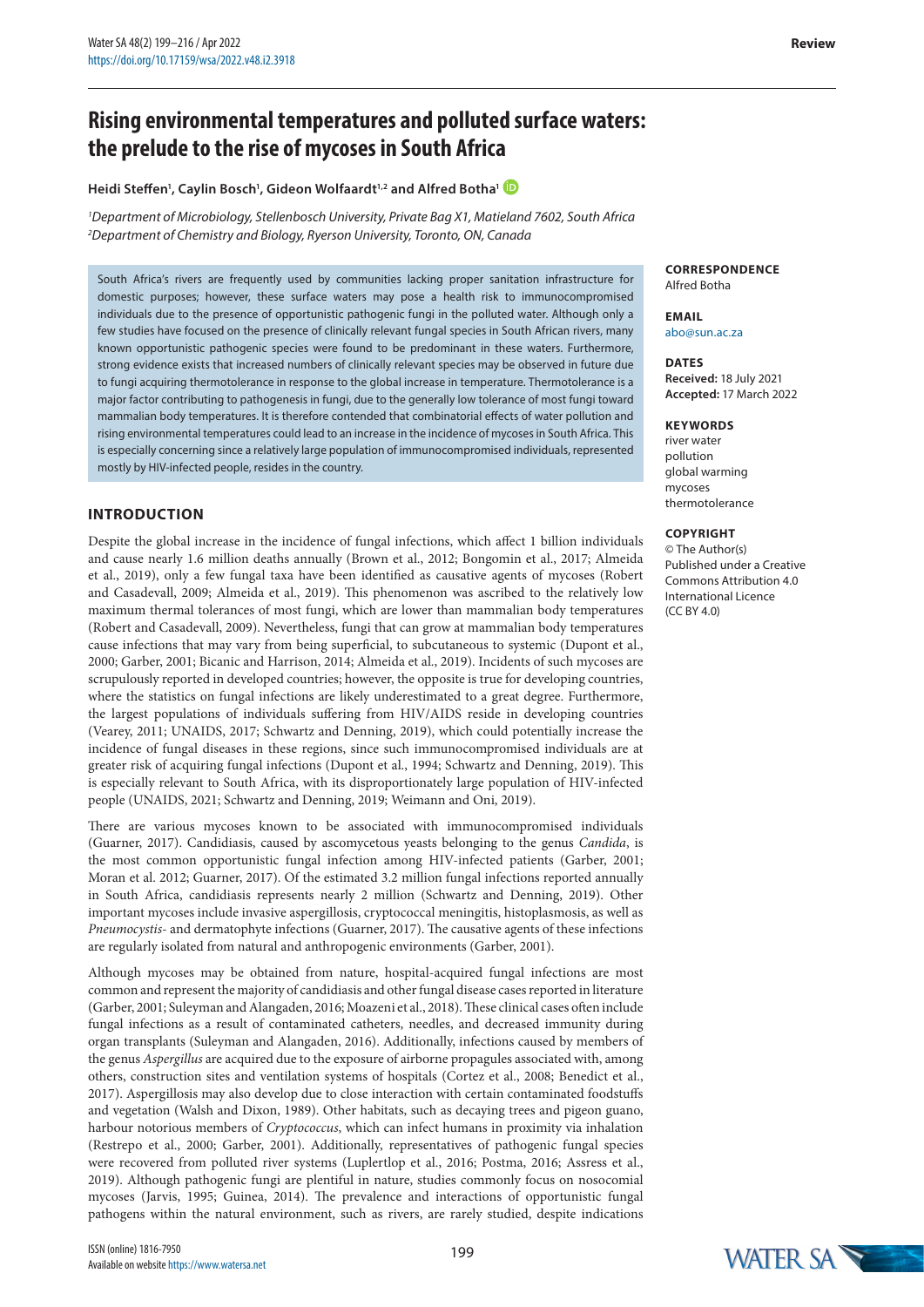# Rising environmental temperatures and polluted surface waters: the prelude to the rise of mycoses in South Africa

**Heidi Steffen[1], Caylin Bosch[1], Gideon Wolfaardt[1,2] and Alfred Botha[1]**

[1]*Department of Microbiology, Stellenbosch University, Private Bag X1, Matieland 7602, South Africa*
[2]*Department of Chemistry and Biology, Ryerson University, Toronto, ON, Canada*

**CORRESPONDENCE**
Alfred Botha

**EMAIL**
abo@sun.ac.za

**DATES**
**Received:** 18 July 2021
**Accepted:** 17 March 2022

**KEYWORDS**
river water
pollution
global warming
mycoses
thermotolerance

**COPYRIGHT**
© The Author(s)
Published under a Creative Commons Attribution 4.0 International Licence (CC BY 4.0)

South Africa's rivers are frequently used by communities lacking proper sanitation infrastructure for domestic purposes; however, these surface waters may pose a health risk to immunocompromised individuals due to the presence of opportunistic pathogenic fungi in the polluted water. Although only a few studies have focused on the presence of clinically relevant fungal species in South African rivers, many known opportunistic pathogenic species were found to be predominant in these waters. Furthermore, strong evidence exists that increased numbers of clinically relevant species may be observed in future due to fungi acquiring thermotolerance in response to the global increase in temperature. Thermotolerance is a major factor contributing to pathogenesis in fungi, due to the generally low tolerance of most fungi toward mammalian body temperatures. It is therefore contended that combinatorial effects of water pollution and rising environmental temperatures could lead to an increase in the incidence of mycoses in South Africa. This is especially concerning since a relatively large population of immunocompromised individuals, represented mostly by HIV-infected people, resides in the country.

## INTRODUCTION

Despite the global increase in the incidence of fungal infections, which affect 1 billion individuals and cause nearly 1.6 million deaths annually (Brown et al., 2012; Bongomin et al., 2017; Almeida et al., 2019), only a few fungal taxa have been identified as causative agents of mycoses (Robert and Casadevall, 2009; Almeida et al., 2019). This phenomenon was ascribed to the relatively low maximum thermal tolerances of most fungi, which are lower than mammalian body temperatures (Robert and Casadevall, 2009). Nevertheless, fungi that can grow at mammalian body temperatures cause infections that may vary from being superficial, to subcutaneous to systemic (Dupont et al., 2000; Garber, 2001; Bicanic and Harrison, 2014; Almeida et al., 2019). Incidents of such mycoses are scrupulously reported in developed countries; however, the opposite is true for developing countries, where the statistics on fungal infections are likely underestimated to a great degree. Furthermore, the largest populations of individuals suffering from HIV/AIDS reside in developing countries (Vearey, 2011; UNAIDS, 2017; Schwartz and Denning, 2019), which could potentially increase the incidence of fungal diseases in these regions, since such immunocompromised individuals are at greater risk of acquiring fungal infections (Dupont et al., 1994; Schwartz and Denning, 2019). This is especially relevant to South Africa, with its disproportionately large population of HIV-infected people (UNAIDS, 2021; Schwartz and Denning, 2019; Weimann and Oni, 2019).

There are various mycoses known to be associated with immunocompromised individuals (Guarner, 2017). Candidiasis, caused by ascomycetous yeasts belonging to the genus *Candida*, is the most common opportunistic fungal infection among HIV-infected patients (Garber, 2001; Moran et al. 2012; Guarner, 2017). Of the estimated 3.2 million fungal infections reported annually in South Africa, candidiasis represents nearly 2 million (Schwartz and Denning, 2019). Other important mycoses include invasive aspergillosis, cryptococcal meningitis, histoplasmosis, as well as *Pneumocystis*- and dermatophyte infections (Guarner, 2017). The causative agents of these infections are regularly isolated from natural and anthropogenic environments (Garber, 2001).

Although mycoses may be obtained from nature, hospital-acquired fungal infections are most common and represent the majority of candidiasis and other fungal disease cases reported in literature (Garber, 2001; Suleyman and Alangaden, 2016; Moazeni et al., 2018). These clinical cases often include fungal infections as a result of contaminated catheters, needles, and decreased immunity during organ transplants (Suleyman and Alangaden, 2016). Additionally, infections caused by members of the genus *Aspergillus* are acquired due to the exposure of airborne propagules associated with, among others, construction sites and ventilation systems of hospitals (Cortez et al., 2008; Benedict et al., 2017). Aspergillosis may also develop due to close interaction with certain contaminated foodstuffs and vegetation (Walsh and Dixon, 1989). Other habitats, such as decaying trees and pigeon guano, harbour notorious members of *Cryptococcus*, which can infect humans in proximity via inhalation (Restrepo et al., 2000; Garber, 2001). Additionally, representatives of pathogenic fungal species were recovered from polluted river systems (Luplertlop et al., 2016; Postma, 2016; Assress et al., 2019). Although pathogenic fungi are plentiful in nature, studies commonly focus on nosocomial mycoses (Jarvis, 1995; Guinea, 2014). The prevalence and interactions of opportunistic fungal pathogens within the natural environment, such as rivers, are rarely studied, despite indications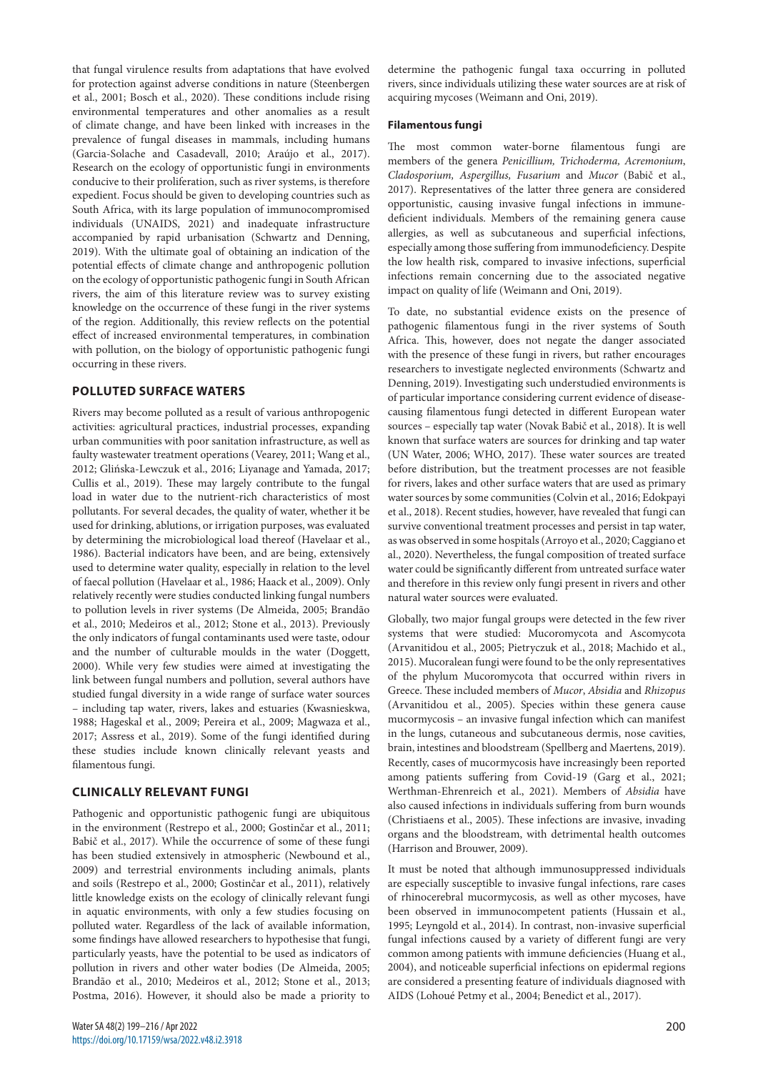that fungal virulence results from adaptations that have evolved for protection against adverse conditions in nature (Steenbergen et al., 2001; Bosch et al., 2020). These conditions include rising environmental temperatures and other anomalies as a result of climate change, and have been linked with increases in the prevalence of fungal diseases in mammals, including humans (Garcia-Solache and Casadevall, 2010; Araújo et al., 2017). Research on the ecology of opportunistic fungi in environments conducive to their proliferation, such as river systems, is therefore expedient. Focus should be given to developing countries such as South Africa, with its large population of immunocompromised individuals (UNAIDS, 2021) and inadequate infrastructure accompanied by rapid urbanisation (Schwartz and Denning, 2019). With the ultimate goal of obtaining an indication of the potential effects of climate change and anthropogenic pollution on the ecology of opportunistic pathogenic fungi in South African rivers, the aim of this literature review was to survey existing knowledge on the occurrence of these fungi in the river systems of the region. Additionally, this review reflects on the potential effect of increased environmental temperatures, in combination with pollution, on the biology of opportunistic pathogenic fungi occurring in these rivers.

## POLLUTED SURFACE WATERS

Rivers may become polluted as a result of various anthropogenic activities: agricultural practices, industrial processes, expanding urban communities with poor sanitation infrastructure, as well as faulty wastewater treatment operations (Vearey, 2011; Wang et al., 2012; Glińska-Lewczuk et al., 2016; Liyanage and Yamada, 2017; Cullis et al., 2019). These may largely contribute to the fungal load in water due to the nutrient-rich characteristics of most pollutants. For several decades, the quality of water, whether it be used for drinking, ablutions, or irrigation purposes, was evaluated by determining the microbiological load thereof (Havelaar et al., 1986). Bacterial indicators have been, and are being, extensively used to determine water quality, especially in relation to the level of faecal pollution (Havelaar et al., 1986; Haack et al., 2009). Only relatively recently were studies conducted linking fungal numbers to pollution levels in river systems (De Almeida, 2005; Brandão et al., 2010; Medeiros et al., 2012; Stone et al., 2013). Previously the only indicators of fungal contaminants used were taste, odour and the number of culturable moulds in the water (Doggett, 2000). While very few studies were aimed at investigating the link between fungal numbers and pollution, several authors have studied fungal diversity in a wide range of surface water sources – including tap water, rivers, lakes and estuaries (Kwasnieskwa, 1988; Hageskal et al., 2009; Pereira et al., 2009; Magwaza et al., 2017; Assress et al., 2019). Some of the fungi identified during these studies include known clinically relevant yeasts and filamentous fungi.

## CLINICALLY RELEVANT FUNGI

Pathogenic and opportunistic pathogenic fungi are ubiquitous in the environment (Restrepo et al., 2000; Gostinčar et al., 2011; Babič et al., 2017). While the occurrence of some of these fungi has been studied extensively in atmospheric (Newbound et al., 2009) and terrestrial environments including animals, plants and soils (Restrepo et al., 2000; Gostinčar et al., 2011), relatively little knowledge exists on the ecology of clinically relevant fungi in aquatic environments, with only a few studies focusing on polluted water. Regardless of the lack of available information, some findings have allowed researchers to hypothesise that fungi, particularly yeasts, have the potential to be used as indicators of pollution in rivers and other water bodies (De Almeida, 2005; Brandão et al., 2010; Medeiros et al., 2012; Stone et al., 2013; Postma, 2016). However, it should also be made a priority to determine the pathogenic fungal taxa occurring in polluted rivers, since individuals utilizing these water sources are at risk of acquiring mycoses (Weimann and Oni, 2019).

### Filamentous fungi

The most common water-borne filamentous fungi are members of the genera *Penicillium, Trichoderma, Acremonium*, *Cladosporium, Aspergillus, Fusarium* and *Mucor* (Babič et al., 2017). Representatives of the latter three genera are considered opportunistic, causing invasive fungal infections in immune-deficient individuals. Members of the remaining genera cause allergies, as well as subcutaneous and superficial infections, especially among those suffering from immunodeficiency. Despite the low health risk, compared to invasive infections, superficial infections remain concerning due to the associated negative impact on quality of life (Weimann and Oni, 2019).

To date, no substantial evidence exists on the presence of pathogenic filamentous fungi in the river systems of South Africa. This, however, does not negate the danger associated with the presence of these fungi in rivers, but rather encourages researchers to investigate neglected environments (Schwartz and Denning, 2019). Investigating such understudied environments is of particular importance considering current evidence of disease-causing filamentous fungi detected in different European water sources – especially tap water (Novak Babič et al., 2018). It is well known that surface waters are sources for drinking and tap water (UN Water, 2006; WHO, 2017). These water sources are treated before distribution, but the treatment processes are not feasible for rivers, lakes and other surface waters that are used as primary water sources by some communities (Colvin et al., 2016; Edokpayi et al., 2018). Recent studies, however, have revealed that fungi can survive conventional treatment processes and persist in tap water, as was observed in some hospitals (Arroyo et al., 2020; Caggiano et al., 2020). Nevertheless, the fungal composition of treated surface water could be significantly different from untreated surface water and therefore in this review only fungi present in rivers and other natural water sources were evaluated.

Globally, two major fungal groups were detected in the few river systems that were studied: Mucoromycota and Ascomycota (Arvanitidou et al., 2005; Pietryczuk et al., 2018; Machido et al., 2015). Mucoralean fungi were found to be the only representatives of the phylum Mucoromycota that occurred within rivers in Greece. These included members of *Mucor*, *Absidia* and *Rhizopus* (Arvanitidou et al., 2005). Species within these genera cause mucormycosis – an invasive fungal infection which can manifest in the lungs, cutaneous and subcutaneous dermis, nose cavities, brain, intestines and bloodstream (Spellberg and Maertens, 2019). Recently, cases of mucormycosis have increasingly been reported among patients suffering from Covid-19 (Garg et al., 2021; Werthman-Ehrenreich et al., 2021). Members of *Absidia* have also caused infections in individuals suffering from burn wounds (Christiaens et al., 2005). These infections are invasive, invading organs and the bloodstream, with detrimental health outcomes (Harrison and Brouwer, 2009).

It must be noted that although immunosuppressed individuals are especially susceptible to invasive fungal infections, rare cases of rhinocerebral mucormycosis, as well as other mycoses, have been observed in immunocompetent patients (Hussain et al., 1995; Leyngold et al., 2014). In contrast, non-invasive superficial fungal infections caused by a variety of different fungi are very common among patients with immune deficiencies (Huang et al., 2004), and noticeable superficial infections on epidermal regions are considered a presenting feature of individuals diagnosed with AIDS (Lohoué Petmy et al., 2004; Benedict et al., 2017).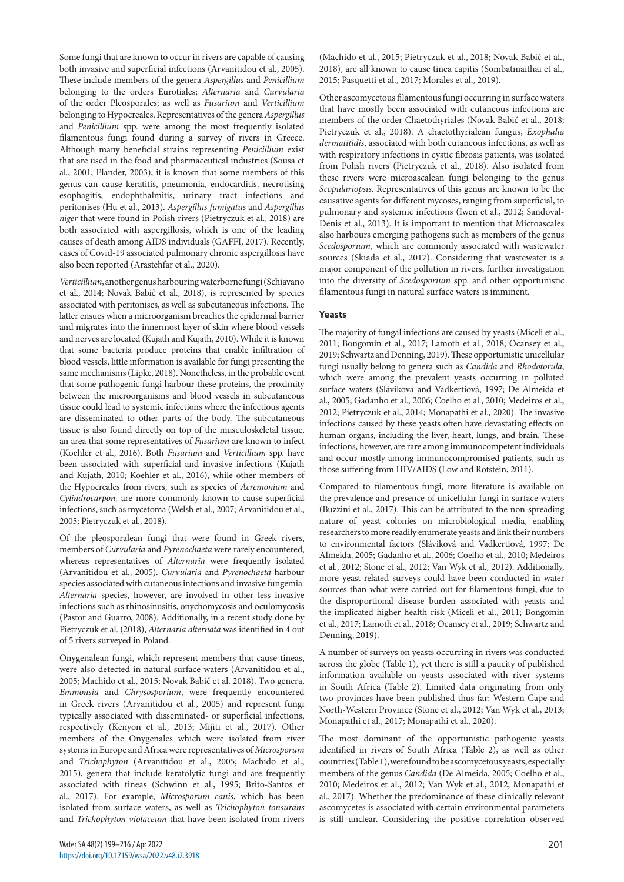Some fungi that are known to occur in rivers are capable of causing both invasive and superficial infections (Arvanitidou et al., 2005). These include members of the genera *Aspergillus* and *Penicillium* belonging to the orders Eurotiales; *Alternaria* and *Curvularia* of the order Pleosporales; as well as *Fusarium* and *Verticillium* belonging to Hypocreales. Representatives of the genera *Aspergillus* and *Penicillium* spp. were among the most frequently isolated filamentous fungi found during a survey of rivers in Greece. Although many beneficial strains representing *Penicillium* exist that are used in the food and pharmaceutical industries (Sousa et al., 2001; Elander, 2003), it is known that some members of this genus can cause keratitis, pneumonia, endocarditis, necrotising esophagitis, endophthalmitis, urinary tract infections and peritonises (Hu et al., 2013). *Aspergillus fumigatus* and *Aspergillus niger* that were found in Polish rivers (Pietryczuk et al., 2018) are both associated with aspergillosis, which is one of the leading causes of death among AIDS individuals (GAFFI, 2017). Recently, cases of Covid-19 associated pulmonary chronic aspergillosis have also been reported (Arastehfar et al., 2020).

*Verticillium*, another genus harbouring waterborne fungi (Schiavano et al., 2014; Novak Babič et al., 2018), is represented by species associated with peritonises, as well as subcutaneous infections. The latter ensues when a microorganism breaches the epidermal barrier and migrates into the innermost layer of skin where blood vessels and nerves are located (Kujath and Kujath, 2010). While it is known that some bacteria produce proteins that enable infiltration of blood vessels, little information is available for fungi presenting the same mechanisms (Lipke, 2018). Nonetheless, in the probable event that some pathogenic fungi harbour these proteins, the proximity between the microorganisms and blood vessels in subcutaneous tissue could lead to systemic infections where the infectious agents are disseminated to other parts of the body. The subcutaneous tissue is also found directly on top of the musculoskeletal tissue, an area that some representatives of *Fusarium* are known to infect (Koehler et al., 2016). Both *Fusarium* and *Verticillium* spp. have been associated with superficial and invasive infections (Kujath and Kujath, 2010; Koehler et al., 2016), while other members of the Hypocreales from rivers, such as species of *Acremonium* and *Cylindrocarpon,* are more commonly known to cause superficial infections, such as mycetoma (Welsh et al., 2007; Arvanitidou et al., 2005; Pietryczuk et al., 2018).

Of the pleosporalean fungi that were found in Greek rivers, members of *Curvularia* and *Pyrenochaeta* were rarely encountered, whereas representatives of *Alternaria* were frequently isolated (Arvanitidou et al., 2005). *Curvularia* and *Pyrenochaeta* harbour species associated with cutaneous infections and invasive fungemia. *Alternaria* species, however, are involved in other less invasive infections such as rhinosinusitis, onychomycosis and oculomycosis (Pastor and Guarro, 2008). Additionally, in a recent study done by Pietryczuk et al. (2018), *Alternaria alternata* was identified in 4 out of 5 rivers surveyed in Poland.

Onygenalean fungi, which represent members that cause tineas, were also detected in natural surface waters (Arvanitidou et al., 2005; Machido et al., 2015; Novak Babič et al. 2018). Two genera, *Emmonsia* and *Chrysosporium*, were frequently encountered in Greek rivers (Arvanitidou et al., 2005) and represent fungi typically associated with disseminated- or superficial infections, respectively (Kenyon et al., 2013; Mijiti et al., 2017). Other members of the Onygenales which were isolated from river systems in Europe and Africa were representatives of *Microsporum* and *Trichophyton* (Arvanitidou et al., 2005; Machido et al., 2015), genera that include keratolytic fungi and are frequently associated with tineas (Schwinn et al., 1995; Brito-Santos et al., 2017). For example, *Microsporum canis*, which has been isolated from surface waters, as well as *Trichophyton tonsurans* and *Trichophyton violaceum* that have been isolated from rivers (Machido et al., 2015; Pietryczuk et al., 2018; Novak Babič et al., 2018), are all known to cause tinea capitis (Sombatmaithai et al., 2015; Pasquetti et al., 2017; Morales et al., 2019).

Other ascomycetous filamentous fungi occurring in surface waters that have mostly been associated with cutaneous infections are members of the order Chaetothyriales (Novak Babič et al., 2018; Pietryczuk et al., 2018). A chaetothyrialean fungus, *Exophalia dermatitidis*, associated with both cutaneous infections, as well as with respiratory infections in cystic fibrosis patients, was isolated from Polish rivers (Pietryczuk et al., 2018). Also isolated from these rivers were microascalean fungi belonging to the genus *Scopulariopsis*. Representatives of this genus are known to be the causative agents for different mycoses, ranging from superficial, to pulmonary and systemic infections (Iwen et al., 2012; Sandoval-Denis et al., 2013). It is important to mention that Microascales also harbours emerging pathogens such as members of the genus *Scedosporium*, which are commonly associated with wastewater sources (Skiada et al., 2017). Considering that wastewater is a major component of the pollution in rivers, further investigation into the diversity of *Scedosporium* spp. and other opportunistic filamentous fungi in natural surface waters is imminent.

### Yeasts

The majority of fungal infections are caused by yeasts (Miceli et al., 2011; Bongomin et al., 2017; Lamoth et al., 2018; Ocansey et al., 2019; Schwartz and Denning, 2019). These opportunistic unicellular fungi usually belong to genera such as *Candida* and *Rhodotorula*, which were among the prevalent yeasts occurring in polluted surface waters (Sláviková and Vadkertiová, 1997; De Almeida et al., 2005; Gadanho et al., 2006; Coelho et al., 2010; Medeiros et al., 2012; Pietryczuk et al., 2014; Monapathi et al., 2020). The invasive infections caused by these yeasts often have devastating effects on human organs, including the liver, heart, lungs, and brain. These infections, however, are rare among immunocompetent individuals and occur mostly among immunocompromised patients, such as those suffering from HIV/AIDS (Low and Rotstein, 2011).

Compared to filamentous fungi, more literature is available on the prevalence and presence of unicellular fungi in surface waters (Buzzini et al., 2017). This can be attributed to the non-spreading nature of yeast colonies on microbiological media, enabling researchers to more readily enumerate yeasts and link their numbers to environmental factors (Sláviková and Vadkertiová, 1997; De Almeida, 2005; Gadanho et al., 2006; Coelho et al., 2010; Medeiros et al., 2012; Stone et al., 2012; Van Wyk et al., 2012). Additionally, more yeast-related surveys could have been conducted in water sources than what were carried out for filamentous fungi, due to the disproportional disease burden associated with yeasts and the implicated higher health risk (Miceli et al., 2011; Bongomin et al., 2017; Lamoth et al., 2018; Ocansey et al., 2019; Schwartz and Denning, 2019).

A number of surveys on yeasts occurring in rivers was conducted across the globe (Table 1), yet there is still a paucity of published information available on yeasts associated with river systems in South Africa (Table 2). Limited data originating from only two provinces have been published thus far: Western Cape and North-Western Province (Stone et al., 2012; Van Wyk et al., 2013; Monapathi et al., 2017; Monapathi et al., 2020).

The most dominant of the opportunistic pathogenic yeasts identified in rivers of South Africa (Table 2), as well as other countries (Table 1), were found to be ascomycetous yeasts, especially members of the genus *Candida* (De Almeida, 2005; Coelho et al., 2010; Medeiros et al., 2012; Van Wyk et al., 2012; Monapathi et al., 2017). Whether the predominance of these clinically relevant ascomycetes is associated with certain environmental parameters is still unclear. Considering the positive correlation observed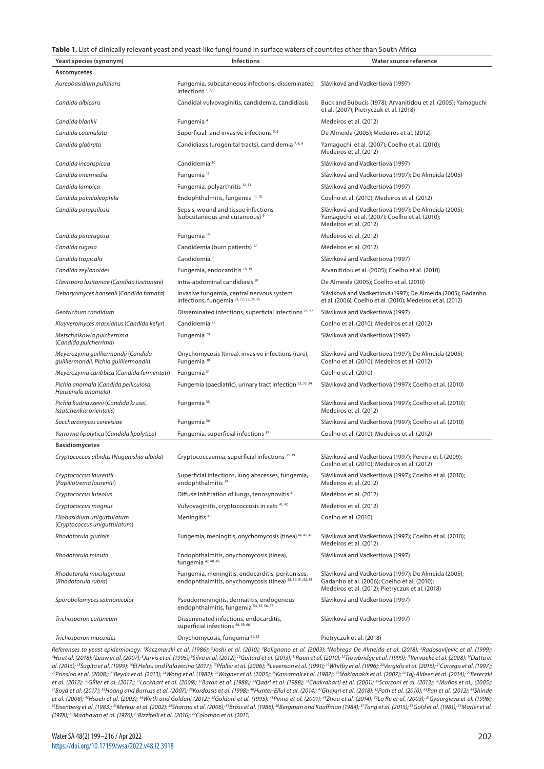**Table 1.** List of clinically relevant yeast and yeast-like fungi found in surface waters of countries other than South Africa

| Yeast species (synonym) | Infections | Water source reference |
|---|---|---|
| **Ascomycetes** | | |
| *Aureobasidium pullulans* | Fungemia, subcutaneous infections, disseminated infections [1, 2, 3] | Sláviková and Vadkertiová (1997) |
| *Candida albicans* | Candidal vulvovaginitis, candidemia, candidiasis | Buck and Bubucis (1978); Arvanitidou et al. (2005); Yamaguchi et al. (2007); Pietryczuk et al. (2018) |
| *Candida blankii* | Fungemia [4] | Medeiros et al. (2012) |
| *Candida catenulata* | Superficial- and invasive infections [5, 6] | De Almeida (2005); Medeiros et al. (2012) |
| *Candida glabrata* | Candidiasis (urogenital tracts), candidemia [7, 8, 9] | Yamaguchi et al. (2007); Coelho et al. (2010); Medeiros et al. (2012) |
| *Candida inconspicua* | Candidemia [10] | Sláviková and Vadkertiová (1997) |
| *Candida intermedia* | Fungemia [11] | Sláviková and Vadkertiová (1997); De Almeida (2005) |
| *Candida lambica* | Fungemia, polyarthritis [12, 13] | Sláviková and Vadkertiová (1997) |
| *Candida palmioleophila* | Endophthalmitis, fungemia [14, 15] | Coelho et al. (2010); Medeiros et al. (2012) |
| *Candida parapsilosis* | Sepsis, wound and tissue infections (subcutaneous and cutaneous) [9] | Sláviková and Vadkertiová (1997); De Almeida (2005); Yamaguchi et al. (2007); Coelho et al. (2010); Medeiros et al. (2012) |
| *Candida pararugosa* | Fungemia [16] | Medeiros et al. (2012) |
| *Candida rugosa* | Candidemia (burn patients) [17] | Medeiros et al. (2012) |
| *Candida tropicalis* | Candidemia [9] | Sláviková and Vadkertiová (1997) |
| *Candida zeylanoides* | Fungemia, endocarditis [18, 19] | Arvanitidou et al. (2005); Coelho et al. (2010) |
| *Clavispora lusitaniae* (*Candida lusitaniae*) | Intra-abdominal candidiasis [20] | De Almeida (2005); Coelho et al. (2010) |
| *Debaryomyces hansenii* (*Candida famata*) | Invasive fungemia, central nervous system infections, fungemia [21, 22, 23, 24, 25] | Sláviková and Vadkertiová (1997); De Almeida (2005); Gadanho et al. (2006); Coelho et al. (2010); Medeiros et al. (2012) |
| *Geotrichum candidum* | Disseminated infections, superficial infections [26, 27] | Sláviková and Vadkertiová (1997) |
| *Kluyveromyces marxianus* (*Candida kefyr*) | Candidemia [28] | Coelho et al. (2010); Medeiros et al. (2012) |
| *Metschnikowia pulcherrima* (*Candida pulcherrima*) | Fungemia [29] | Sláviková and Vadkertiová (1997) |
| *Meyerozyma guilliermondii* (*Candida guilliermondii, Pichia guilliermondii*) | Onychomycosis (tinea), invasive infections (rare), Fungemia [30] | Sláviková and Vadkertiová (1997); De Almeida (2005); Coelho et al. (2010); Medeiros et al. (2012) |
| *Meyerozyma caribbica* (*Candida fermentati*) | Fungemia [31] | Coelho et al. (2010) |
| *Pichia anomala* (*Candida pelliculosa, Hansenula anomala*) | Fungemia (paediatric), urinary tract infection [32, 33, 34] | Sláviková and Vadkertiová (1997); Coelho et al. (2010) |
| *Pichia kudriavzevii* (*Candida krusei, Issatchenkia orientalis*) | Fungemia [35] | Sláviková and Vadkertiová (1997); Coelho et al. (2010); Medeiros et al. (2012) |
| *Saccharomyces cerevisiae* | Fungemia [36] | Sláviková and Vadkertiová (1997); Coelho et al. (2010) |
| *Yarrowia lipolytica* (*Candida lipolytica*) | Fungemia, superficial infections [37] | Coelho et al. (2010); Medeiros et al. (2012) |
| **Basidiomycetes** | | |
| *Cryptococcus albidus* (*Naganishia albida*) | Cryptococcaemia, superficial infections [38, 39] | Sláviková and Vadkertiová (1997); Pereira et l. (2009); Coelho et al. (2010); Medeiros et al. (2012) |
| *Cryptococcus laurentii* (*Papiliotrema laurentii*) | Superficial infections, lung abscesses, fungemia, endophthalmitis [39] | Sláviková and Vadkertiová (1997); Coelho et al. (2010); Medeiros et al. (2012) |
| *Cryptococcus luteolus* | Diffuse infiltration of lungs, tenosynovitis [40] | Medeiros et al. (2012) |
| *Cryptococcus magnus* | Vulvovaginitis, cryptococcosis in cats [41, 42] | Medeiros et al. (2012) |
| *Filobasidium uniguttulatum* (*Cryptococcus uniguttulatum*) | Meningitis [43] | Coelho et al. (2010) |
| *Rhodotorula glutinis* | Fungemia, meningitis, onychomycosis (tinea) [44, 45, 46] | Sláviková and Vadkertiová (1997); Coelho et al. (2010); Medeiros et al. (2012) |
| *Rhodotorula minuta* | Endophthalmitis, onychomycosis (tinea), fungemia [47, 48, 49] | Sláviková and Vadkertiová (1997) |
| *Rhodotorula mucilaginosa* (*Rhodotorula rubra*) | Fungemia, meningitis, endocarditis, peritonises, endophthalmitis, onychomycosis (tinea) [45, 50, 51, 52, 53] | Sláviková and Vadkertiová (1997); De Almeida (2005); Gadanho et al. (2006); Coelho et al. (2010); Medeiros et al. (2012); Pietryczuk et al. (2018) |
| *Sporobolomyces salmonicolor* | Pseudomeningitis, dermatitis, endogenous endophthalmitis, fungemia [54, 55, 56, 57] | Sláviková and Vadkertiová (1997) |
| *Trichosporon cutaneum* | Disseminated infections, endocarditis, superficial infections [38, 59, 60] | Sláviková and Vadkertiová (1997) |
| *Trichosporon mucoides* | Onychomycosis, fungemia [61, 62] | Pietryczuk et al. (2018) |

*References to yeast epidemiology: [1]Kaczmarski et al. (1986); [2]Joshi et al. (2010); [3]Bolignano et al. (2003); [4]Nobrega De Almeida et al. (2018); [5]Radosavljevic et al. (1999); [6]Ha et al. (2018); [7]Leaw et al. (2007); [8]Jarvis et al. (1995); [9]Silva et al. (2012); [10]Guitard et al. (2013); [11]Ruan et al. (2010); [12]Trowbridge et al. (1999); [13]Vervaeke et al. (2008); [14]Datta et al. (2015); [15]Sugita et al. (1999); [16]El Helou and Palavecino (2017); [17]Pfaller et al. (2006); [18]Levenson et al. (1991); [19]Whitby et al. (1996); [20]Vergidis et al. (2016); [21]Carrega et al. (1997); [22]Prinsloo et al. (2008); [23]Beyda et al. (2013); [24]Wong et al. (1982); [25]Wagner et al. (2005); [26]Kassamali et al. (1987); [27]Sfakianakis et al. (2007); [28]Taj-Aldeen et al. (2014); [29]Bereczki et al. (2012); [30]GŘler et al. (2017); [31]Lockhart et al. (2009); [32]Baron et al. (1988); [33]Qadri et al. (1988); [34]Chakrabarti et al. (2001); [35]Scorzoni et al. (2013); [36]Muños et al., (2005); [37]Boyd et al. (2017); [38]Hoang and Burruss et al. (2007); [39]Kordossis et al. (1998); [40]Hunter-Ellul et al. (2014); [41]Ghajari et al. (2018); [42]Poth et al. (2010); [43]Pan et al. (2012); [44]Shinde et al. (2008); [45]Hsueh et al. (2003); [46]Wirth and Goldani (2012); [47]Goldani et al. (1995); [48]Pinna et al. (2001); [49]Zhou et al. (2014); [50]Lo Re et al. (2003); [51]Gyaurgieva et al. (1996); [52]Eisenberg et al. (1983); [53]Merkur et al. (2002); [54]Sharma et al. (2006); [55]Bross et al. (1986); [56]Bergman and Kauffman (1984); [57]Tang et al. (2015); [58]Gold et al. (1981); [59]Marier et al. (1978); [60]Madhavan et al. (1976); [61]Rizzitelli et al. (2016); [62]Colombo et al. (2011)*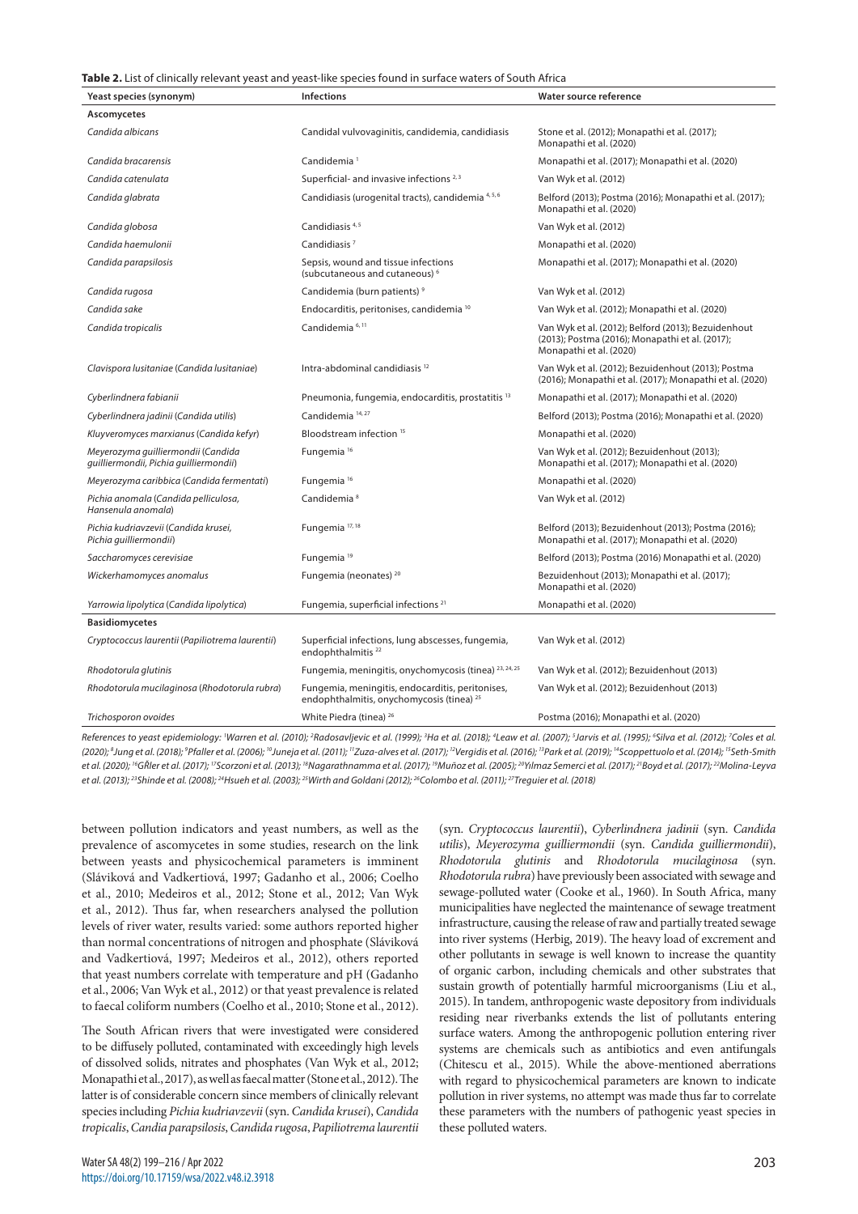**Table 2.** List of clinically relevant yeast and yeast-like species found in surface waters of South Africa

| Yeast species (synonym) | Infections | Water source reference |
|---|---|---|
| **Ascomycetes** | | |
| *Candida albicans* | Candidal vulvovaginitis, candidemia, candidiasis | Stone et al. (2012); Monapathi et al. (2017); Monapathi et al. (2020) |
| *Candida bracarensis* | Candidemia [1] | Monapathi et al. (2017); Monapathi et al. (2020) |
| *Candida catenulata* | Superficial- and invasive infections [2, 3] | Van Wyk et al. (2012) |
| *Candida glabrata* | Candidiasis (urogenital tracts), candidemia [4, 5, 6] | Belford (2013); Postma (2016); Monapathi et al. (2017); Monapathi et al. (2020) |
| *Candida globosa* | Candidiasis [4, 5] | Van Wyk et al. (2012) |
| *Candida haemulonii* | Candidiasis [7] | Monapathi et al. (2020) |
| *Candida parapsilosis* | Sepsis, wound and tissue infections (subcutaneous and cutaneous) [6] | Monapathi et al. (2017); Monapathi et al. (2020) |
| *Candida rugosa* | Candidemia (burn patients) [9] | Van Wyk et al. (2012) |
| *Candida sake* | Endocarditis, peritonises, candidemia [10] | Van Wyk et al. (2012); Monapathi et al. (2020) |
| *Candida tropicalis* | Candidemia [6, 11] | Van Wyk et al. (2012); Belford (2013); Bezuidenhout (2013); Postma (2016); Monapathi et al. (2017); Monapathi et al. (2020) |
| *Clavispora lusitaniae* (*Candida lusitaniae*) | Intra-abdominal candidiasis [12] | Van Wyk et al. (2012); Bezuidenhout (2013); Postma (2016); Monapathi et al. (2017); Monapathi et al. (2020) |
| *Cyberlindnera fabianii* | Pneumonia, fungemia, endocarditis, prostatitis [13] | Monapathi et al. (2017); Monapathi et al. (2020) |
| *Cyberlindnera jadinii* (*Candida utilis*) | Candidemia [14, 27] | Belford (2013); Postma (2016); Monapathi et al. (2020) |
| *Kluyveromyces marxianus* (*Candida kefyr*) | Bloodstream infection [15] | Monapathi et al. (2020) |
| *Meyerozyma guilliermondii* (*Candida guilliermondii, Pichia guilliermondii*) | Fungemia [16] | Van Wyk et al. (2012); Bezuidenhout (2013); Monapathi et al. (2017); Monapathi et al. (2020) |
| *Meyerozyma caribbica* (*Candida fermentati*) | Fungemia [16] | Monapathi et al. (2020) |
| *Pichia anomala* (*Candida pelliculosa, Hansenula anomala*) | Candidemia [8] | Van Wyk et al. (2012) |
| *Pichia kudriavzevii* (*Candida krusei, Pichia guilliermondii*) | Fungemia [17, 18] | Belford (2013); Bezuidenhout (2013); Postma (2016); Monapathi et al. (2017); Monapathi et al. (2020) |
| *Saccharomyces cerevisiae* | Fungemia [19] | Belford (2013); Postma (2016) Monapathi et al. (2020) |
| *Wickerhamomyces anomalus* | Fungemia (neonates) [20] | Bezuidenhout (2013); Monapathi et al. (2017); Monapathi et al. (2020) |
| *Yarrowia lipolytica* (*Candida lipolytica*) | Fungemia, superficial infections [21] | Monapathi et al. (2020) |
| **Basidiomycetes** | | |
| *Cryptococcus laurentii* (*Papiliotrema laurentii*) | Superficial infections, lung abscesses, fungemia, endophthalmitis [22] | Van Wyk et al. (2012) |
| *Rhodotorula glutinis* | Fungemia, meningitis, onychomycosis (tinea) [23, 24, 25] | Van Wyk et al. (2012); Bezuidenhout (2013) |
| *Rhodotorula mucilaginosa* (*Rhodotorula rubra*) | Fungemia, meningitis, endocarditis, peritonises, endophthalmitis, onychomycosis (tinea) [25] | Van Wyk et al. (2012); Bezuidenhout (2013) |
| *Trichosporon ovoides* | White Piedra (tinea) [26] | Postma (2016); Monapathi et al. (2020) |

*References to yeast epidemiology: [1]Warren et al. (2010); [2]Radosavljevic et al. (1999); [3]Ha et al. (2018); [4]Leaw et al. (2007); [5]Jarvis et al. (1995); [6]Silva et al. (2012); [7]Coles et al. (2020); [8]Jung et al. (2018); [9]Pfaller et al. (2006); [10]Juneja et al. (2011); [11]Zuza-alves et al. (2017); [12]Vergidis et al. (2016); [13]Park et al. (2019); [14]Scoppettuolo et al. (2014); [15]Seth-Smith et al. (2020); [16]GŘler et al. (2017); [17]Scorzoni et al. (2013); [18]Nagarathnamma et al. (2017); [19]Muñoz et al. (2005); [20]Yılmaz Semerci et al. (2017); [21]Boyd et al. (2017); [22]Molina-Leyva et al. (2013); [23]Shinde et al. (2008); [24]Hsueh et al. (2003); [25]Wirth and Goldani (2012); [26]Colombo et al. (2011); [27]Treguier et al. (2018)*

between pollution indicators and yeast numbers, as well as the prevalence of ascomycetes in some studies, research on the link between yeasts and physicochemical parameters is imminent (Sláviková and Vadkertiová, 1997; Gadanho et al., 2006; Coelho et al., 2010; Medeiros et al., 2012; Stone et al., 2012; Van Wyk et al., 2012). Thus far, when researchers analysed the pollution levels of river water, results varied: some authors reported higher than normal concentrations of nitrogen and phosphate (Sláviková and Vadkertiová, 1997; Medeiros et al., 2012), others reported that yeast numbers correlate with temperature and pH (Gadanho et al., 2006; Van Wyk et al., 2012) or that yeast prevalence is related to faecal coliform numbers (Coelho et al., 2010; Stone et al., 2012).

The South African rivers that were investigated were considered to be diffusely polluted, contaminated with exceedingly high levels of dissolved solids, nitrates and phosphates (Van Wyk et al., 2012; Monapathi et al., 2017), as well as faecal matter (Stone et al., 2012). The latter is of considerable concern since members of clinically relevant species including *Pichia kudriavzevii* (syn. *Candida krusei*), *Candida tropicalis*, *Candia parapsilosis*, *Candida rugosa*, *Papiliotrema laurentii* (syn. *Cryptococcus laurentii*), *Cyberlindnera jadinii* (syn. *Candida utilis*), *Meyerozyma guilliermondii* (syn. *Candida guilliermondii*), *Rhodotorula glutinis* and *Rhodotorula mucilaginosa* (syn. *Rhodotorula rubra*) have previously been associated with sewage and sewage-polluted water (Cooke et al., 1960). In South Africa, many municipalities have neglected the maintenance of sewage treatment infrastructure, causing the release of raw and partially treated sewage into river systems (Herbig, 2019). The heavy load of excrement and other pollutants in sewage is well known to increase the quantity of organic carbon, including chemicals and other substrates that sustain growth of potentially harmful microorganisms (Liu et al., 2015). In tandem, anthropogenic waste depository from individuals residing near riverbanks extends the list of pollutants entering surface waters. Among the anthropogenic pollution entering river systems are chemicals such as antibiotics and even antifungals (Chitescu et al., 2015). While the above-mentioned aberrations with regard to physicochemical parameters are known to indicate pollution in river systems, no attempt was made thus far to correlate these parameters with the numbers of pathogenic yeast species in these polluted waters.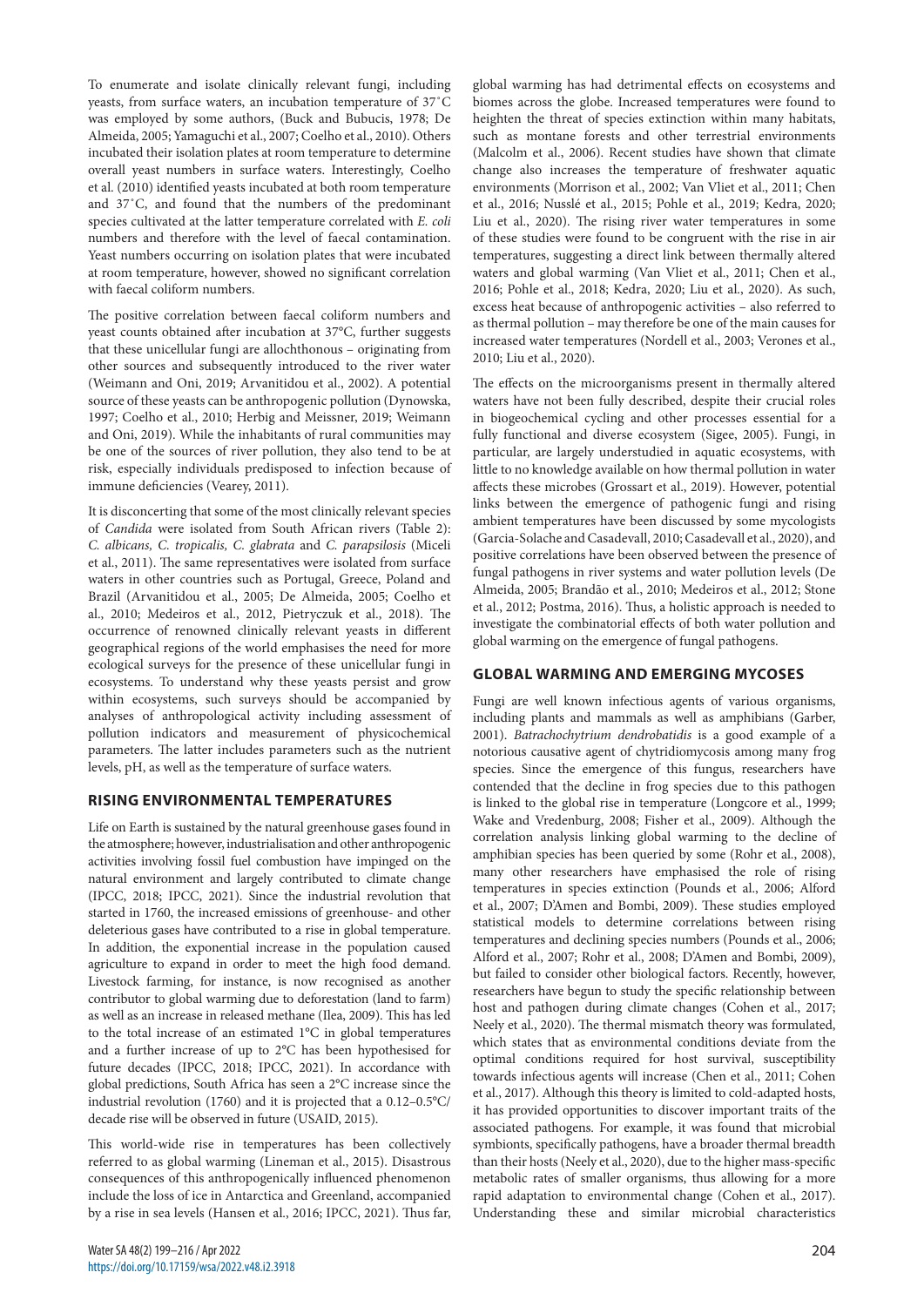To enumerate and isolate clinically relevant fungi, including yeasts, from surface waters, an incubation temperature of 37˚C was employed by some authors, (Buck and Bubucis, 1978; De Almeida, 2005; Yamaguchi et al., 2007; Coelho et al., 2010). Others incubated their isolation plates at room temperature to determine overall yeast numbers in surface waters. Interestingly, Coelho et al. (2010) identified yeasts incubated at both room temperature and 37˚C, and found that the numbers of the predominant species cultivated at the latter temperature correlated with *E. coli* numbers and therefore with the level of faecal contamination. Yeast numbers occurring on isolation plates that were incubated at room temperature, however, showed no significant correlation with faecal coliform numbers.

The positive correlation between faecal coliform numbers and yeast counts obtained after incubation at 37°C, further suggests that these unicellular fungi are allochthonous – originating from other sources and subsequently introduced to the river water (Weimann and Oni, 2019; Arvanitidou et al., 2002). A potential source of these yeasts can be anthropogenic pollution (Dynowska, 1997; Coelho et al., 2010; Herbig and Meissner, 2019; Weimann and Oni, 2019). While the inhabitants of rural communities may be one of the sources of river pollution, they also tend to be at risk, especially individuals predisposed to infection because of immune deficiencies (Vearey, 2011).

It is disconcerting that some of the most clinically relevant species of *Candida* were isolated from South African rivers (Table 2): *C. albicans, C. tropicalis, C. glabrata* and *C. parapsilosis* (Miceli et al., 2011). The same representatives were isolated from surface waters in other countries such as Portugal, Greece, Poland and Brazil (Arvanitidou et al., 2005; De Almeida, 2005; Coelho et al., 2010; Medeiros et al., 2012, Pietryczuk et al., 2018). The occurrence of renowned clinically relevant yeasts in different geographical regions of the world emphasises the need for more ecological surveys for the presence of these unicellular fungi in ecosystems. To understand why these yeasts persist and grow within ecosystems, such surveys should be accompanied by analyses of anthropological activity including assessment of pollution indicators and measurement of physicochemical parameters. The latter includes parameters such as the nutrient levels, pH, as well as the temperature of surface waters.

## RISING ENVIRONMENTAL TEMPERATURES

Life on Earth is sustained by the natural greenhouse gases found in the atmosphere; however, industrialisation and other anthropogenic activities involving fossil fuel combustion have impinged on the natural environment and largely contributed to climate change (IPCC, 2018; IPCC, 2021). Since the industrial revolution that started in 1760, the increased emissions of greenhouse- and other deleterious gases have contributed to a rise in global temperature. In addition, the exponential increase in the population caused agriculture to expand in order to meet the high food demand. Livestock farming, for instance, is now recognised as another contributor to global warming due to deforestation (land to farm) as well as an increase in released methane (Ilea, 2009). This has led to the total increase of an estimated 1°C in global temperatures and a further increase of up to 2°C has been hypothesised for future decades (IPCC, 2018; IPCC, 2021). In accordance with global predictions, South Africa has seen a 2°C increase since the industrial revolution (1760) and it is projected that a 0.12–0.5°C/decade rise will be observed in future (USAID, 2015).

This world-wide rise in temperatures has been collectively referred to as global warming (Lineman et al., 2015). Disastrous consequences of this anthropogenically influenced phenomenon include the loss of ice in Antarctica and Greenland, accompanied by a rise in sea levels (Hansen et al., 2016; IPCC, 2021). Thus far, global warming has had detrimental effects on ecosystems and biomes across the globe. Increased temperatures were found to heighten the threat of species extinction within many habitats, such as montane forests and other terrestrial environments (Malcolm et al., 2006). Recent studies have shown that climate change also increases the temperature of freshwater aquatic environments (Morrison et al., 2002; Van Vliet et al., 2011; Chen et al., 2016; Nusslé et al., 2015; Pohle et al., 2019; Kedra, 2020; Liu et al., 2020). The rising river water temperatures in some of these studies were found to be congruent with the rise in air temperatures, suggesting a direct link between thermally altered waters and global warming (Van Vliet et al., 2011; Chen et al., 2016; Pohle et al., 2018; Kedra, 2020; Liu et al., 2020). As such, excess heat because of anthropogenic activities – also referred to as thermal pollution – may therefore be one of the main causes for increased water temperatures (Nordell et al., 2003; Verones et al., 2010; Liu et al., 2020).

The effects on the microorganisms present in thermally altered waters have not been fully described, despite their crucial roles in biogeochemical cycling and other processes essential for a fully functional and diverse ecosystem (Sigee, 2005). Fungi, in particular, are largely understudied in aquatic ecosystems, with little to no knowledge available on how thermal pollution in water affects these microbes (Grossart et al., 2019). However, potential links between the emergence of pathogenic fungi and rising ambient temperatures have been discussed by some mycologists (Garcia-Solache and Casadevall, 2010; Casadevall et al., 2020), and positive correlations have been observed between the presence of fungal pathogens in river systems and water pollution levels (De Almeida, 2005; Brandão et al., 2010; Medeiros et al., 2012; Stone et al., 2012; Postma, 2016). Thus, a holistic approach is needed to investigate the combinatorial effects of both water pollution and global warming on the emergence of fungal pathogens.

## GLOBAL WARMING AND EMERGING MYCOSES

Fungi are well known infectious agents of various organisms, including plants and mammals as well as amphibians (Garber, 2001). *Batrachochytrium dendrobatidis* is a good example of a notorious causative agent of chytridiomycosis among many frog species. Since the emergence of this fungus, researchers have contended that the decline in frog species due to this pathogen is linked to the global rise in temperature (Longcore et al., 1999; Wake and Vredenburg, 2008; Fisher et al., 2009). Although the correlation analysis linking global warming to the decline of amphibian species has been queried by some (Rohr et al., 2008), many other researchers have emphasised the role of rising temperatures in species extinction (Pounds et al., 2006; Alford et al., 2007; D'Amen and Bombi, 2009). These studies employed statistical models to determine correlations between rising temperatures and declining species numbers (Pounds et al., 2006; Alford et al., 2007; Rohr et al., 2008; D'Amen and Bombi, 2009), but failed to consider other biological factors. Recently, however, researchers have begun to study the specific relationship between host and pathogen during climate changes (Cohen et al., 2017; Neely et al., 2020). The thermal mismatch theory was formulated, which states that as environmental conditions deviate from the optimal conditions required for host survival, susceptibility towards infectious agents will increase (Chen et al., 2011; Cohen et al., 2017). Although this theory is limited to cold-adapted hosts, it has provided opportunities to discover important traits of the associated pathogens. For example, it was found that microbial symbionts, specifically pathogens, have a broader thermal breadth than their hosts (Neely et al., 2020), due to the higher mass-specific metabolic rates of smaller organisms, thus allowing for a more rapid adaptation to environmental change (Cohen et al., 2017). Understanding these and similar microbial characteristics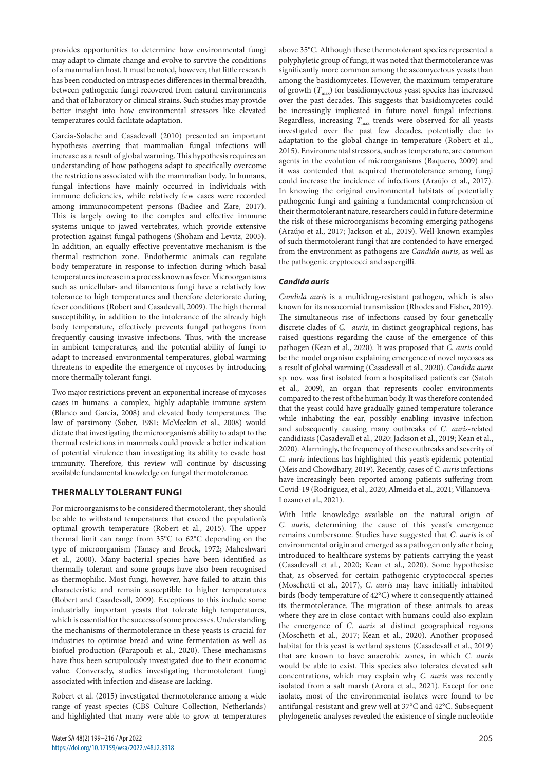provides opportunities to determine how environmental fungi may adapt to climate change and evolve to survive the conditions of a mammalian host. It must be noted, however, that little research has been conducted on intraspecies differences in thermal breadth, between pathogenic fungi recovered from natural environments and that of laboratory or clinical strains. Such studies may provide better insight into how environmental stressors like elevated temperatures could facilitate adaptation.

Garcia-Solache and Casadevall (2010) presented an important hypothesis averring that mammalian fungal infections will increase as a result of global warming. This hypothesis requires an understanding of how pathogens adapt to specifically overcome the restrictions associated with the mammalian body. In humans, fungal infections have mainly occurred in individuals with immune deficiencies, while relatively few cases were recorded among immunocompetent persons (Badiee and Zare, 2017). This is largely owing to the complex and effective immune systems unique to jawed vertebrates, which provide extensive protection against fungal pathogens (Shoham and Levitz, 2005). In addition, an equally effective preventative mechanism is the thermal restriction zone. Endothermic animals can regulate body temperature in response to infection during which basal temperatures increase in a process known as fever. Microorganisms such as unicellular- and filamentous fungi have a relatively low tolerance to high temperatures and therefore deteriorate during fever conditions (Robert and Casadevall, 2009). The high thermal susceptibility, in addition to the intolerance of the already high body temperature, effectively prevents fungal pathogens from frequently causing invasive infections. Thus, with the increase in ambient temperatures, and the potential ability of fungi to adapt to increased environmental temperatures, global warming threatens to expedite the emergence of mycoses by introducing more thermally tolerant fungi.

Two major restrictions prevent an exponential increase of mycoses cases in humans: a complex, highly adaptable immune system (Blanco and Garcia, 2008) and elevated body temperatures. The law of parsimony (Sober, 1981; McMeekin et al., 2008) would dictate that investigating the microorganism's ability to adapt to the thermal restrictions in mammals could provide a better indication of potential virulence than investigating its ability to evade host immunity. Therefore, this review will continue by discussing available fundamental knowledge on fungal thermotolerance.

## THERMALLY TOLERANT FUNGI

For microorganisms to be considered thermotolerant, they should be able to withstand temperatures that exceed the population's optimal growth temperature (Robert et al., 2015). The upper thermal limit can range from 35°C to 62°C depending on the type of microorganism (Tansey and Brock, 1972; Maheshwari et al., 2000). Many bacterial species have been identified as thermally tolerant and some groups have also been recognised as thermophilic. Most fungi, however, have failed to attain this characteristic and remain susceptible to higher temperatures (Robert and Casadevall, 2009). Exceptions to this include some industrially important yeasts that tolerate high temperatures, which is essential for the success of some processes. Understanding the mechanisms of thermotolerance in these yeasts is crucial for industries to optimise bread and wine fermentation as well as biofuel production (Parapouli et al., 2020). These mechanisms have thus been scrupulously investigated due to their economic value. Conversely, studies investigating thermotolerant fungi associated with infection and disease are lacking.

Robert et al. (2015) investigated thermotolerance among a wide range of yeast species (CBS Culture Collection, Netherlands) and highlighted that many were able to grow at temperatures above 35°C. Although these thermotolerant species represented a polyphyletic group of fungi, it was noted that thermotolerance was significantly more common among the ascomycetous yeasts than among the basidiomycetes. However, the maximum temperature of growth ($T_{max}$) for basidiomycetous yeast species has increased over the past decades. This suggests that basidiomycetes could be increasingly implicated in future novel fungal infections. Regardless, increasing $T_{max}$ trends were observed for all yeasts investigated over the past few decades, potentially due to adaptation to the global change in temperature (Robert et al., 2015). Environmental stressors, such as temperature, are common agents in the evolution of microorganisms (Baquero, 2009) and it was contended that acquired thermotolerance among fungi could increase the incidence of infections (Araújo et al., 2017). In knowing the original environmental habitats of potentially pathogenic fungi and gaining a fundamental comprehension of their thermotolerant nature, researchers could in future determine the risk of these microorganisms becoming emerging pathogens (Araújo et al., 2017; Jackson et al., 2019). Well-known examples of such thermotolerant fungi that are contended to have emerged from the environment as pathogens are *Candida auris*, as well as the pathogenic cryptococci and aspergilli.

### *Candida auris*

*Candida auris* is a multidrug-resistant pathogen, which is also known for its nosocomial transmission (Rhodes and Fisher, 2019). The simultaneous rise of infections caused by four genetically discrete clades of *C. auris*, in distinct geographical regions, has raised questions regarding the cause of the emergence of this pathogen (Kean et al., 2020). It was proposed that *C. auris* could be the model organism explaining emergence of novel mycoses as a result of global warming (Casadevall et al., 2020). *Candida auris* sp. nov. was first isolated from a hospitalised patient's ear (Satoh et al., 2009), an organ that represents cooler environments compared to the rest of the human body. It was therefore contended that the yeast could have gradually gained temperature tolerance while inhabiting the ear, possibly enabling invasive infection and subsequently causing many outbreaks of *C. auris*-related candidiasis (Casadevall et al., 2020; Jackson et al., 2019; Kean et al., 2020). Alarmingly, the frequency of these outbreaks and severity of *C. auris* infections has highlighted this yeast's epidemic potential (Meis and Chowdhary, 2019). Recently, cases of *C. auris* infections have increasingly been reported among patients suffering from Covid-19 (Rodriguez, et al., 2020; Almeida et al., 2021; Villanueva-Lozano et al., 2021).

With little knowledge available on the natural origin of *C. auris*, determining the cause of this yeast's emergence remains cumbersome. Studies have suggested that *C. auris* is of environmental origin and emerged as a pathogen only after being introduced to healthcare systems by patients carrying the yeast (Casadevall et al., 2020; Kean et al., 2020). Some hypothesise that, as observed for certain pathogenic cryptococcal species (Moschetti et al., 2017), *C. auris* may have initially inhabited birds (body temperature of 42°C) where it consequently attained its thermotolerance. The migration of these animals to areas where they are in close contact with humans could also explain the emergence of *C. auris* at distinct geographical regions (Moschetti et al., 2017; Kean et al., 2020). Another proposed habitat for this yeast is wetland systems (Casadevall et al., 2019) that are known to have anaerobic zones, in which *C. auris* would be able to exist. This species also tolerates elevated salt concentrations, which may explain why *C. auris* was recently isolated from a salt marsh (Arora et al., 2021). Except for one isolate, most of the environmental isolates were found to be antifungal-resistant and grew well at 37°C and 42°C. Subsequent phylogenetic analyses revealed the existence of single nucleotide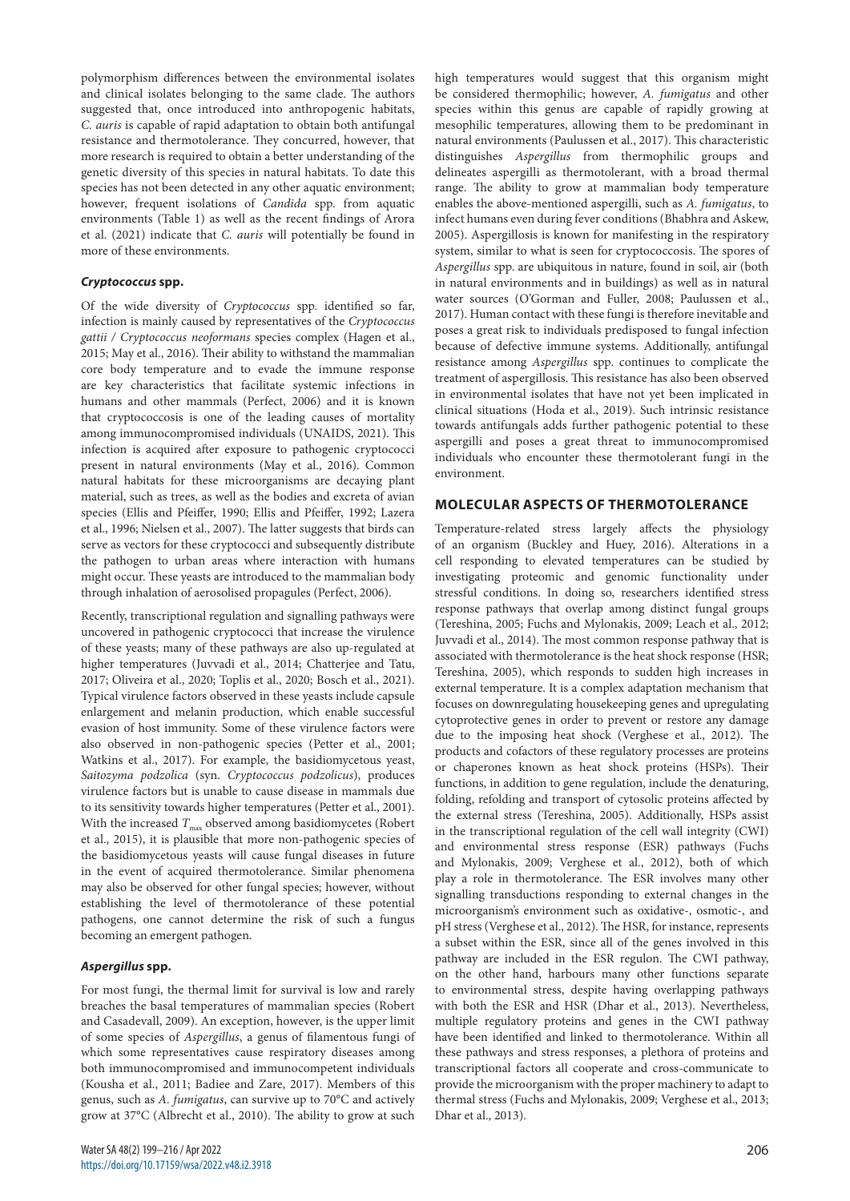polymorphism differences between the environmental isolates and clinical isolates belonging to the same clade. The authors suggested that, once introduced into anthropogenic habitats, *C. auris* is capable of rapid adaptation to obtain both antifungal resistance and thermotolerance. They concurred, however, that more research is required to obtain a better understanding of the genetic diversity of this species in natural habitats. To date this species has not been detected in any other aquatic environment; however, frequent isolations of *Candida* spp. from aquatic environments (Table 1) as well as the recent findings of Arora et al. (2021) indicate that *C. auris* will potentially be found in more of these environments.

### *Cryptococcus* spp.

Of the wide diversity of *Cryptococcus* spp. identified so far, infection is mainly caused by representatives of the *Cryptococcus gattii* / *Cryptococcus neoformans* species complex (Hagen et al., 2015; May et al., 2016). Their ability to withstand the mammalian core body temperature and to evade the immune response are key characteristics that facilitate systemic infections in humans and other mammals (Perfect, 2006) and it is known that cryptococcosis is one of the leading causes of mortality among immunocompromised individuals (UNAIDS, 2021). This infection is acquired after exposure to pathogenic cryptococci present in natural environments (May et al., 2016). Common natural habitats for these microorganisms are decaying plant material, such as trees, as well as the bodies and excreta of avian species (Ellis and Pfeiffer, 1990; Ellis and Pfeiffer, 1992; Lazera et al., 1996; Nielsen et al., 2007). The latter suggests that birds can serve as vectors for these cryptococci and subsequently distribute the pathogen to urban areas where interaction with humans might occur. These yeasts are introduced to the mammalian body through inhalation of aerosolised propagules (Perfect, 2006).

Recently, transcriptional regulation and signalling pathways were uncovered in pathogenic cryptococci that increase the virulence of these yeasts; many of these pathways are also up-regulated at higher temperatures (Juvvadi et al., 2014; Chatterjee and Tatu, 2017; Oliveira et al., 2020; Toplis et al., 2020; Bosch et al., 2021). Typical virulence factors observed in these yeasts include capsule enlargement and melanin production, which enable successful evasion of host immunity. Some of these virulence factors were also observed in non-pathogenic species (Petter et al., 2001; Watkins et al., 2017). For example, the basidiomycetous yeast, *Saitozyma podzolica* (syn. *Cryptococcus podzolicus*), produces virulence factors but is unable to cause disease in mammals due to its sensitivity towards higher temperatures (Petter et al., 2001). With the increased $T_{max}$ observed among basidiomycetes (Robert et al., 2015), it is plausible that more non-pathogenic species of the basidiomycetous yeasts will cause fungal diseases in future in the event of acquired thermotolerance. Similar phenomena may also be observed for other fungal species; however, without establishing the level of thermotolerance of these potential pathogens, one cannot determine the risk of such a fungus becoming an emergent pathogen.

### *Aspergillus* spp.

For most fungi, the thermal limit for survival is low and rarely breaches the basal temperatures of mammalian species (Robert and Casadevall, 2009). An exception, however, is the upper limit of some species of *Aspergillus*, a genus of filamentous fungi of which some representatives cause respiratory diseases among both immunocompromised and immunocompetent individuals (Kousha et al., 2011; Badiee and Zare, 2017). Members of this genus, such as *A. fumigatus*, can survive up to 70°C and actively grow at 37°C (Albrecht et al., 2010). The ability to grow at such high temperatures would suggest that this organism might be considered thermophilic; however, *A. fumigatus* and other species within this genus are capable of rapidly growing at mesophilic temperatures, allowing them to be predominant in natural environments (Paulussen et al., 2017). This characteristic distinguishes *Aspergillus* from thermophilic groups and delineates aspergilli as thermotolerant, with a broad thermal range. The ability to grow at mammalian body temperature enables the above-mentioned aspergilli, such as *A. fumigatus*, to infect humans even during fever conditions (Bhabhra and Askew, 2005). Aspergillosis is known for manifesting in the respiratory system, similar to what is seen for cryptococcosis. The spores of *Aspergillus* spp. are ubiquitous in nature, found in soil, air (both in natural environments and in buildings) as well as in natural water sources (O'Gorman and Fuller, 2008; Paulussen et al., 2017). Human contact with these fungi is therefore inevitable and poses a great risk to individuals predisposed to fungal infection because of defective immune systems. Additionally, antifungal resistance among *Aspergillus* spp. continues to complicate the treatment of aspergillosis. This resistance has also been observed in environmental isolates that have not yet been implicated in clinical situations (Hoda et al., 2019). Such intrinsic resistance towards antifungals adds further pathogenic potential to these aspergilli and poses a great threat to immunocompromised individuals who encounter these thermotolerant fungi in the environment.

## MOLECULAR ASPECTS OF THERMOTOLERANCE

Temperature-related stress largely affects the physiology of an organism (Buckley and Huey, 2016). Alterations in a cell responding to elevated temperatures can be studied by investigating proteomic and genomic functionality under stressful conditions. In doing so, researchers identified stress response pathways that overlap among distinct fungal groups (Tereshina, 2005; Fuchs and Mylonakis, 2009; Leach et al., 2012; Juvvadi et al., 2014). The most common response pathway that is associated with thermotolerance is the heat shock response (HSR; Tereshina, 2005), which responds to sudden high increases in external temperature. It is a complex adaptation mechanism that focuses on downregulating housekeeping genes and upregulating cytoprotective genes in order to prevent or restore any damage due to the imposing heat shock (Verghese et al., 2012). The products and cofactors of these regulatory processes are proteins or chaperones known as heat shock proteins (HSPs). Their functions, in addition to gene regulation, include the denaturing, folding, refolding and transport of cytosolic proteins affected by the external stress (Tereshina, 2005). Additionally, HSPs assist in the transcriptional regulation of the cell wall integrity (CWI) and environmental stress response (ESR) pathways (Fuchs and Mylonakis, 2009; Verghese et al., 2012), both of which play a role in thermotolerance. The ESR involves many other signalling transductions responding to external changes in the microorganism's environment such as oxidative-, osmotic-, and pH stress (Verghese et al., 2012). The HSR, for instance, represents a subset within the ESR, since all of the genes involved in this pathway are included in the ESR regulon. The CWI pathway, on the other hand, harbours many other functions separate to environmental stress, despite having overlapping pathways with both the ESR and HSR (Dhar et al., 2013). Nevertheless, multiple regulatory proteins and genes in the CWI pathway have been identified and linked to thermotolerance. Within all these pathways and stress responses, a plethora of proteins and transcriptional factors all cooperate and cross-communicate to provide the microorganism with the proper machinery to adapt to thermal stress (Fuchs and Mylonakis, 2009; Verghese et al., 2013; Dhar et al., 2013).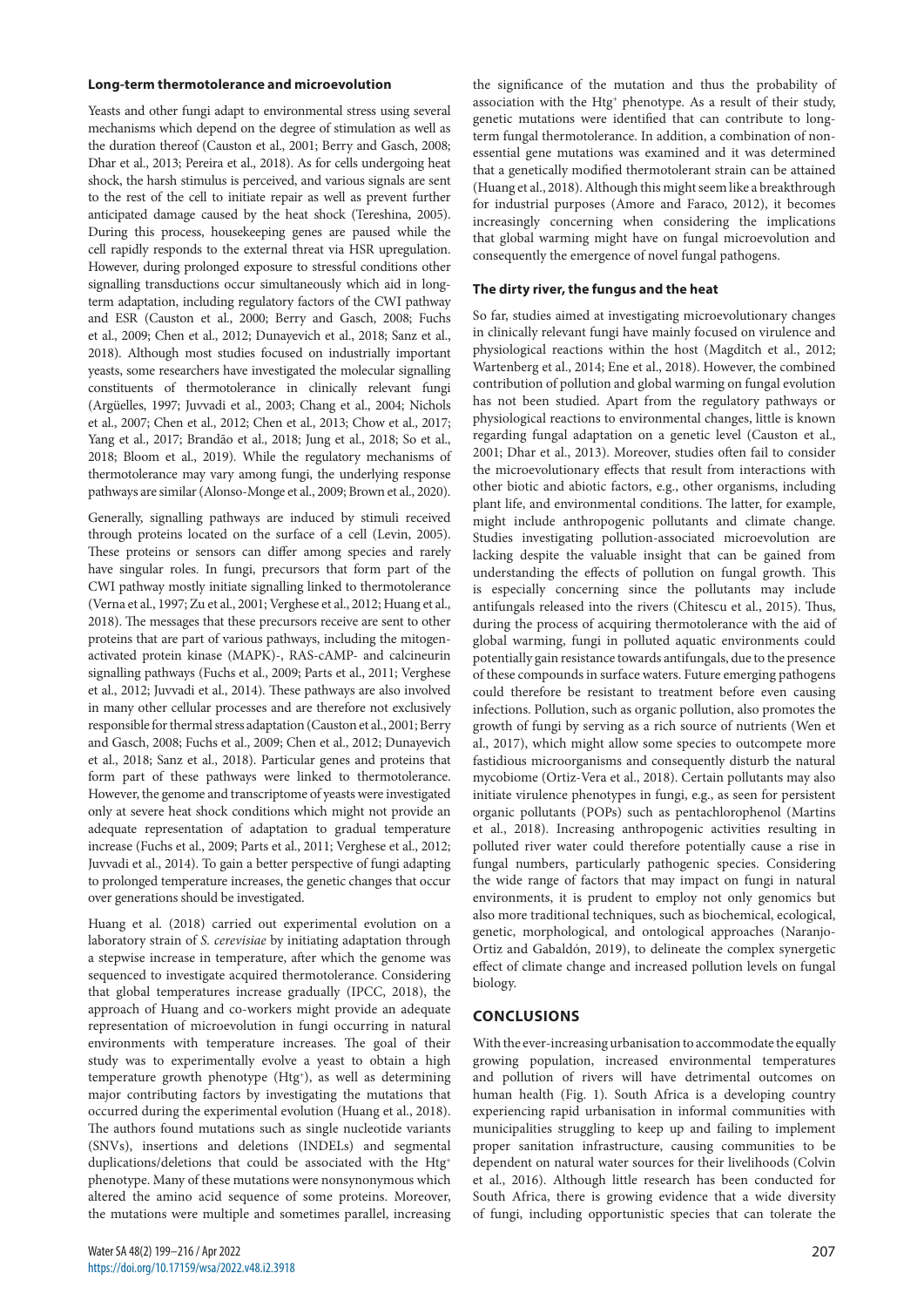### Long-term thermotolerance and microevolution

Yeasts and other fungi adapt to environmental stress using several mechanisms which depend on the degree of stimulation as well as the duration thereof (Causton et al., 2001; Berry and Gasch, 2008; Dhar et al., 2013; Pereira et al., 2018). As for cells undergoing heat shock, the harsh stimulus is perceived, and various signals are sent to the rest of the cell to initiate repair as well as prevent further anticipated damage caused by the heat shock (Tereshina, 2005). During this process, housekeeping genes are paused while the cell rapidly responds to the external threat via HSR upregulation. However, during prolonged exposure to stressful conditions other signalling transductions occur simultaneously which aid in long-term adaptation, including regulatory factors of the CWI pathway and ESR (Causton et al., 2000; Berry and Gasch, 2008; Fuchs et al., 2009; Chen et al., 2012; Dunayevich et al., 2018; Sanz et al., 2018). Although most studies focused on industrially important yeasts, some researchers have investigated the molecular signalling constituents of thermotolerance in clinically relevant fungi (Argüelles, 1997; Juvvadi et al., 2003; Chang et al., 2004; Nichols et al., 2007; Chen et al., 2012; Chen et al., 2013; Chow et al., 2017; Yang et al., 2017; Brandão et al., 2018; Jung et al., 2018; So et al., 2018; Bloom et al., 2019). While the regulatory mechanisms of thermotolerance may vary among fungi, the underlying response pathways are similar (Alonso-Monge et al., 2009; Brown et al., 2020).

Generally, signalling pathways are induced by stimuli received through proteins located on the surface of a cell (Levin, 2005). These proteins or sensors can differ among species and rarely have singular roles. In fungi, precursors that form part of the CWI pathway mostly initiate signalling linked to thermotolerance (Verna et al., 1997; Zu et al., 2001; Verghese et al., 2012; Huang et al., 2018). The messages that these precursors receive are sent to other proteins that are part of various pathways, including the mitogen-activated protein kinase (MAPK)-, RAS-cAMP- and calcineurin signalling pathways (Fuchs et al., 2009; Parts et al., 2011; Verghese et al., 2012; Juvvadi et al., 2014). These pathways are also involved in many other cellular processes and are therefore not exclusively responsible for thermal stress adaptation (Causton et al., 2001; Berry and Gasch, 2008; Fuchs et al., 2009; Chen et al., 2012; Dunayevich et al., 2018; Sanz et al., 2018). Particular genes and proteins that form part of these pathways were linked to thermotolerance. However, the genome and transcriptome of yeasts were investigated only at severe heat shock conditions which might not provide an adequate representation of adaptation to gradual temperature increase (Fuchs et al., 2009; Parts et al., 2011; Verghese et al., 2012; Juvvadi et al., 2014). To gain a better perspective of fungi adapting to prolonged temperature increases, the genetic changes that occur over generations should be investigated.

Huang et al. (2018) carried out experimental evolution on a laboratory strain of *S. cerevisiae* by initiating adaptation through a stepwise increase in temperature, after which the genome was sequenced to investigate acquired thermotolerance. Considering that global temperatures increase gradually (IPCC, 2018), the approach of Huang and co-workers might provide an adequate representation of microevolution in fungi occurring in natural environments with temperature increases. The goal of their study was to experimentally evolve a yeast to obtain a high temperature growth phenotype (Htg$^+$), as well as determining major contributing factors by investigating the mutations that occurred during the experimental evolution (Huang et al., 2018). The authors found mutations such as single nucleotide variants (SNVs), insertions and deletions (INDELs) and segmental duplications/deletions that could be associated with the Htg$^+$ phenotype. Many of these mutations were nonsynonymous which altered the amino acid sequence of some proteins. Moreover, the mutations were multiple and sometimes parallel, increasing the significance of the mutation and thus the probability of association with the Htg$^+$ phenotype. As a result of their study, genetic mutations were identified that can contribute to long-term fungal thermotolerance. In addition, a combination of non-essential gene mutations was examined and it was determined that a genetically modified thermotolerant strain can be attained (Huang et al., 2018). Although this might seem like a breakthrough for industrial purposes (Amore and Faraco, 2012), it becomes increasingly concerning when considering the implications that global warming might have on fungal microevolution and consequently the emergence of novel fungal pathogens.

### The dirty river, the fungus and the heat

So far, studies aimed at investigating microevolutionary changes in clinically relevant fungi have mainly focused on virulence and physiological reactions within the host (Magditch et al., 2012; Wartenberg et al., 2014; Ene et al., 2018). However, the combined contribution of pollution and global warming on fungal evolution has not been studied. Apart from the regulatory pathways or physiological reactions to environmental changes, little is known regarding fungal adaptation on a genetic level (Causton et al., 2001; Dhar et al., 2013). Moreover, studies often fail to consider the microevolutionary effects that result from interactions with other biotic and abiotic factors, e.g., other organisms, including plant life, and environmental conditions. The latter, for example, might include anthropogenic pollutants and climate change. Studies investigating pollution-associated microevolution are lacking despite the valuable insight that can be gained from understanding the effects of pollution on fungal growth. This is especially concerning since the pollutants may include antifungals released into the rivers (Chitescu et al., 2015). Thus, during the process of acquiring thermotolerance with the aid of global warming, fungi in polluted aquatic environments could potentially gain resistance towards antifungals, due to the presence of these compounds in surface waters. Future emerging pathogens could therefore be resistant to treatment before even causing infections. Pollution, such as organic pollution, also promotes the growth of fungi by serving as a rich source of nutrients (Wen et al., 2017), which might allow some species to outcompete more fastidious microorganisms and consequently disturb the natural mycobiome (Ortiz-Vera et al., 2018). Certain pollutants may also initiate virulence phenotypes in fungi, e.g., as seen for persistent organic pollutants (POPs) such as pentachlorophenol (Martins et al., 2018). Increasing anthropogenic activities resulting in polluted river water could therefore potentially cause a rise in fungal numbers, particularly pathogenic species. Considering the wide range of factors that may impact on fungi in natural environments, it is prudent to employ not only genomics but also more traditional techniques, such as biochemical, ecological, genetic, morphological, and ontological approaches (Naranjo-Ortiz and Gabaldón, 2019), to delineate the complex synergetic effect of climate change and increased pollution levels on fungal biology.

## CONCLUSIONS

With the ever-increasing urbanisation to accommodate the equally growing population, increased environmental temperatures and pollution of rivers will have detrimental outcomes on human health (Fig. 1). South Africa is a developing country experiencing rapid urbanisation in informal communities with municipalities struggling to keep up and failing to implement proper sanitation infrastructure, causing communities to be dependent on natural water sources for their livelihoods (Colvin et al., 2016). Although little research has been conducted for South Africa, there is growing evidence that a wide diversity of fungi, including opportunistic species that can tolerate the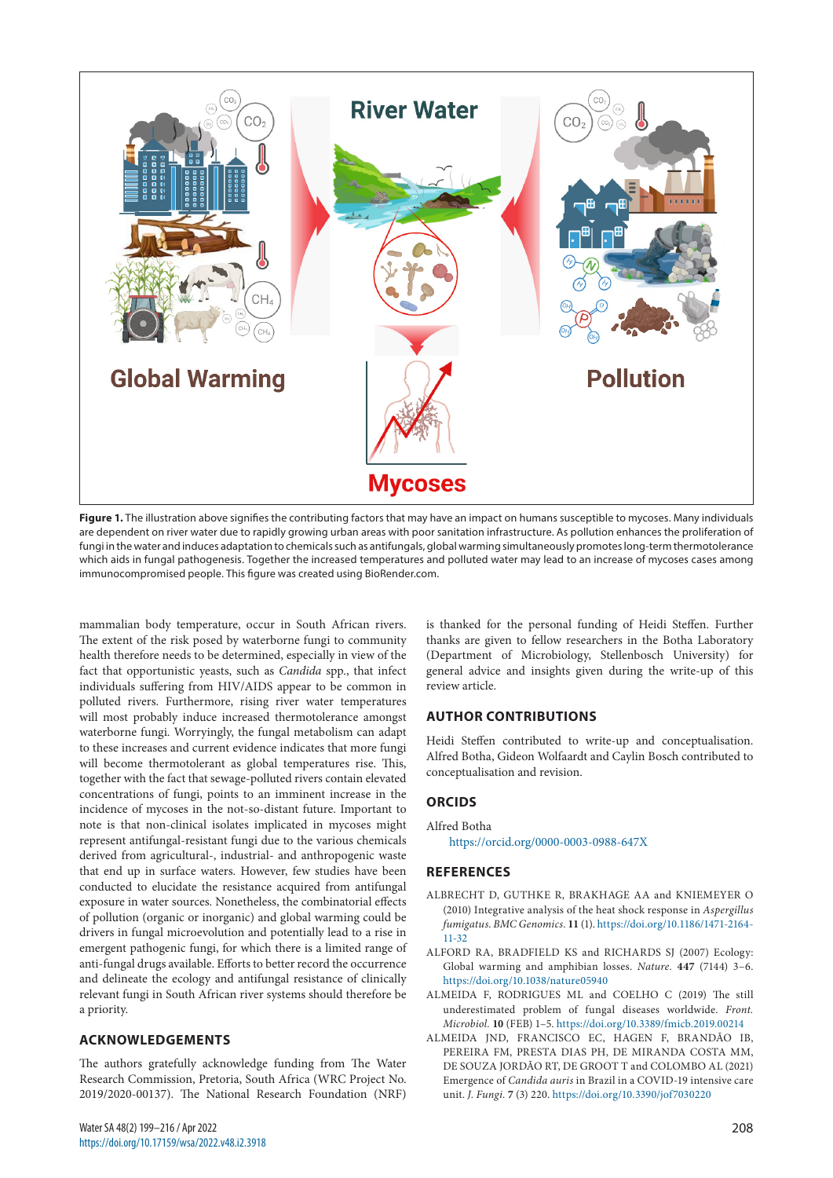**Figure 1.** The illustration above signifies the contributing factors that may have an impact on humans susceptible to mycoses. Many individuals are dependent on river water due to rapidly growing urban areas with poor sanitation infrastructure. As pollution enhances the proliferation of fungi in the water and induces adaptation to chemicals such as antifungals, global warming simultaneously promotes long-term thermotolerance which aids in fungal pathogenesis. Together the increased temperatures and polluted water may lead to an increase of mycoses cases among immunocompromised people. This figure was created using BioRender.com.

mammalian body temperature, occur in South African rivers. The extent of the risk posed by waterborne fungi to community health therefore needs to be determined, especially in view of the fact that opportunistic yeasts, such as *Candida* spp., that infect individuals suffering from HIV/AIDS appear to be common in polluted rivers. Furthermore, rising river water temperatures will most probably induce increased thermotolerance amongst waterborne fungi. Worryingly, the fungal metabolism can adapt to these increases and current evidence indicates that more fungi will become thermotolerant as global temperatures rise. This, together with the fact that sewage-polluted rivers contain elevated concentrations of fungi, points to an imminent increase in the incidence of mycoses in the not-so-distant future. Important to note is that non-clinical isolates implicated in mycoses might represent antifungal-resistant fungi due to the various chemicals derived from agricultural-, industrial- and anthropogenic waste that end up in surface waters. However, few studies have been conducted to elucidate the resistance acquired from antifungal exposure in water sources. Nonetheless, the combinatorial effects of pollution (organic or inorganic) and global warming could be drivers in fungal microevolution and potentially lead to a rise in emergent pathogenic fungi, for which there is a limited range of anti-fungal drugs available. Efforts to better record the occurrence and delineate the ecology and antifungal resistance of clinically relevant fungi in South African river systems should therefore be a priority.

## ACKNOWLEDGEMENTS

The authors gratefully acknowledge funding from The Water Research Commission, Pretoria, South Africa (WRC Project No. 2019/2020-00137). The National Research Foundation (NRF) is thanked for the personal funding of Heidi Steffen. Further thanks are given to fellow researchers in the Botha Laboratory (Department of Microbiology, Stellenbosch University) for general advice and insights given during the write-up of this review article.

## AUTHOR CONTRIBUTIONS

Heidi Steffen contributed to write-up and conceptualisation. Alfred Botha, Gideon Wolfaardt and Caylin Bosch contributed to conceptualisation and revision.

## ORCIDS

Alfred Botha
https://orcid.org/0000-0003-0988-647X

## REFERENCES

ALBRECHT D, GUTHKE R, BRAKHAGE AA and KNIEMEYER O (2010) Integrative analysis of the heat shock response in *Aspergillus fumigatus*. *BMC Genomics.* **11** (1). https://doi.org/10.1186/1471-2164-11-32

ALFORD RA, BRADFIELD KS and RICHARDS SJ (2007) Ecology: Global warming and amphibian losses. *Nature.* **447** (7144) 3–6. https://doi.org/10.1038/nature05940

ALMEIDA F, RODRIGUES ML and COELHO C (2019) The still underestimated problem of fungal diseases worldwide. *Front. Microbiol.* **10** (FEB) 1–5. https://doi.org/10.3389/fmicb.2019.00214

ALMEIDA JND, FRANCISCO EC, HAGEN F, BRANDÃO IB, PEREIRA FM, PRESTA DIAS PH, DE MIRANDA COSTA MM, DE SOUZA JORDÃO RT, DE GROOT T and COLOMBO AL (2021) Emergence of *Candida auris* in Brazil in a COVID-19 intensive care unit. *J. Fungi.* **7** (3) 220. https://doi.org/10.3390/jof7030220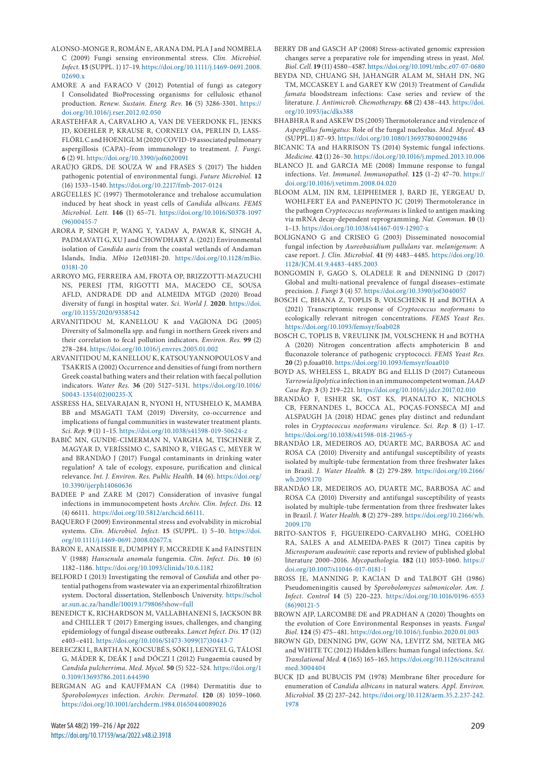ALONSO-MONGE R, ROMÁN E, ARANA DM, PLA J and NOMBELA C (2009) Fungi sensing environmental stress. *Clin. Microbiol. Infect.* **15** (SUPPL. 1) 17–19. https://doi.org/10.1111/j.1469-0691.2008.02690.x

AMORE A and FARACO V (2012) Potential of fungi as category I Consolidated BioProcessing organisms for cellulosic ethanol production. *Renew. Sustain. Energ. Rev.* **16** (5) 3286-3301. https://doi.org/10.1016/j.rser.2012.02.050

ARASTEHFAR A, CARVALHO A, VAN DE VEERDONK FL, JENKS JD, KOEHLER P, KRAUSE R, CORNELY OA, PERLIN D, LASS-FLÖRL C and HOENIGL M (2020) COVID-19 associated pulmonary aspergillosis (CAPA)–from immunology to treatment. *J. Fungi.* **6** (2) 91. https://doi.org/10.3390/jof6020091

ARAÚJO GRDS, DE SOUZA W and FRASES S (2017) The hidden pathogenic potential of environmental fungi. *Future Microbiol.* **12** (16) 1533–1540. https://doi.org/10.2217/fmb-2017-0124

ARGÜELLES JC (1997) Thermotolerance and trehalose accumulation induced by heat shock in yeast cells of *Candida albicans*. *FEMS Microbiol. Lett.* **146** (1) 65–71. https://doi.org/10.1016/S0378-1097(96)00455-7

ARORA P, SINGH P, WANG Y, YADAV A, PAWAR K, SINGH A, PADMAVATI G, XU J and CHOWDHARY A. (2021) Environmental isolation of *Candida auris* from the coastal wetlands of Andaman Islands, India. *Mbio* 12e03181-20. https://doi.org/10.1128/mBio.03181-20

ARROYO MG, FERREIRA AM, FROTA OP, BRIZZOTTI-MAZUCHI NS, PERESI JTM, RIGOTTI MA, MACEDO CE, SOUSA AFLD, ANDRADE DD and ALMEIDA MTGD (2020) Broad diversity of fungi in hospital water. *Sci. World J.* **2020**. https://doi.org/10.1155/2020/9358542

ARVANITIDOU M, KANELLOU K and VAGIONA DG (2005) Diversity of Salmonella spp. and fungi in northern Greek rivers and their correlation to fecal pollution indicators. *Environ. Res.* **99** (2) 278–284. https://doi.org/10.1016/j.envres.2005.01.002

ARVANITIDOU M, KANELLOU K, KATSOUYANNOPOULOS V and TSAKRIS A (2002) Occurrence and densities of fungi from northern Greek coastal bathing waters and their relation with faecal pollution indicators. *Water Res.* **36** (20) 5127–5131. https://doi.org/10.1016/S0043-1354(02)00235-X

ASSRESS HA, SELVARAJAN R, NYONI H, NTUSHELO K, MAMBA BB and MSAGATI TAM (2019) Diversity, co-occurrence and implications of fungal communities in wastewater treatment plants. *Sci. Rep.* **9** (1) 1–15. https://doi.org/10.1038/s41598-019-50624-z

BABIČ MN, GUNDE-CIMERMAN N, VARGHA M, TISCHNER Z, MAGYAR D, VERÍSSIMO C, SABINO R, VIEGAS C, MEYER W and BRANDÃO J (2017) Fungal contaminants in drinking water regulation? A tale of ecology, exposure, purification and clinical relevance. *Int. J. Environ. Res. Public Health.* **14** (6). https://doi.org/10.3390/ijerph14060636

BADIEE P and ZARE M (2017) Consideration of invasive fungal infections in immunocompetent hosts *Archiv. Clin. Infect. Dis.* **12** (4) 66111. https://doi.org/10.5812/archcid.66111.

BAQUERO F (2009) Environmental stress and evolvability in microbial systems. *Clin. Microbiol. Infect.* **15** (SUPPL. 1) 5–10. https://doi.org/10.1111/j.1469-0691.2008.02677.x

BARON E, ANAISSIE E, DUMPHY F, MCCREDIE K and FAINSTEIN V (1988) *Hansenula anomala* fungemia. *Clin. Infect. Dis.* **10** (6) 1182–1186. https://doi.org/10.1093/clinids/10.6.1182

BELFORD I (2013) Investigating the removal of *Candida* and other potential pathogens from wastewater via an experimental rhizofiltration system. Doctoral dissertation, Stellenbosch University. https://scholar.sun.ac.za/handle/10019.1/79806?show=full

BENEDICT K, RICHARDSON M, VALLABHANENI S, JACKSON BR and CHILLER T (2017) Emerging issues, challenges, and changing epidemiology of fungal disease outbreaks. *Lancet Infect. Dis.* **17** (12) e403–e411. https://doi.org/10.1016/S1473-3099(17)30443-7

BERECZKI L, BARTHA N, KOCSUBÉ S, SÓKI J, LENGYEL G, TÁLOSI G, MÁDER K, DEÁK J and DÓCZI I (2012) Fungaemia caused by *Candida pulcherrima*. *Med. Mycol.* **50** (5) 522–524. https://doi.org/10.3109/13693786.2011.644590

BERGMAN AG and KAUFFMAN CA (1984) Dermatitis due to *Sporobolomyces* infection. *Archiv. Dermatol.* **120** (8) 1059–1060. https://doi.org/10.1001/archderm.1984.01650440089026

BERRY DB and GASCH AP (2008) Stress-activated genomic expression changes serve a preparative role for impending stress in yeast. *Mol. Biol. Cell.* **19** (11) 4580–4587. https://doi.org/10.1091/mbc.e07-07-0680

BEYDA ND, CHUANG SH, JAHANGIR ALAM M, SHAH DN, NG TM, MCCASKEY L and GAREY KW (2013) Treatment of *Candida famata* bloodstream infections: Case series and review of the literature. *J. Antimicrob. Chemotherapy.* **68** (2) 438–443. https://doi.org/10.1093/jac/dks388

BHABHRA R and ASKEW DS (2005) Thermotolerance and virulence of *Aspergillus fumigatus*: Role of the fungal nucleolus. *Med. Mycol.* **43** (SUPPL.1) 87–93. https://doi.org/10.1080/13693780400029486

BICANIC TA and HARRISON TS (2014) Systemic fungal infections. *Medicine.* **42** (1) 26–30. https://doi.org/10.1016/j.mpmed.2013.10.006

BLANCO JL and GARCIA ME (2008) Immune response to fungal infections. *Vet. Immunol. Immunopathol.* **125** (1–2) 47–70. https://doi.org/10.1016/j.vetimm.2008.04.020

BLOOM ALM, JIN RM, LEIPHEIMER J, BARD JE, YERGEAU D, WOHLFERT EA and PANEPINTO JC (2019) Thermotolerance in the pathogen *Cryptococcus neoformans* is linked to antigen masking via mRNA decay-dependent reprogramming. *Nat. Commun.* **10** (1) 1–13. https://doi.org/10.1038/s41467-019-12907-x

BOLIGNANO G and CRISEO G (2003) Disseminated nosocomial fungal infection by *Aureobasidium pullulans* var. *melanigenum*: A case report. *J. Clin. Microbiol.* **41** (9) 4483–4485. https://doi.org/10.1128/JCM.41.9.4483-4485.2003

BONGOMIN F, GAGO S, OLADELE R and DENNING D (2017) Global and multi-national prevalence of fungal diseases–estimate precision. *J. Fungi* **3** (4) 57. https://doi.org/10.3390/jof3040057

BOSCH C, BHANA Z, TOPLIS B, VOLSCHENK H and BOTHA A (2021) Transcriptomic response of *Cryptococcus neoformans* to ecologically relevant nitrogen concentrations. *FEMS Yeast Res.* https://doi.org/10.1093/femsyr/foab028

BOSCH C, TOPLIS B, VREULINK JM, VOLSCHENK H and BOTHA A (2020) Nitrogen concentration affects amphotericin B and fluconazole tolerance of pathogenic cryptococci. *FEMS Yeast Res.* **20** (2) p.foaa010. https://doi.org/10.1093/femsyr/foaa010

BOYD AS, WHELESS L, BRADY BG and ELLIS D (2017) Cutaneous *Yarrowia lipolytica* infection in an immunocompetent woman. *JAAD Case Rep.* **3** (3) 219–221. https://doi.org/10.1016/j.jdcr.2017.02.010

BRANDÃO F, ESHER SK, OST KS, PIANALTO K, NICHOLS CB, FERNANDES L, BOCCA AL, POÇAS-FONSECA MJ and ALSPAUGH JA (2018) HDAC genes play distinct and redundant roles in *Cryptococcus neoformans* virulence. *Sci. Rep.* **8** (1) 1–17. https://doi.org/10.1038/s41598-018-21965-y

BRANDÃO LR, MEDEIROS AO, DUARTE MC, BARBOSA AC and ROSA CA (2010) Diversity and antifungal susceptibility of yeasts isolated by multiple-tube fermentation from three freshwater lakes in Brazil. *J. Water Health.* **8** (2) 279-289. https://doi.org/10.2166/wh.2009.170

BRANDÃO LR, MEDEIROS AO, DUARTE MC, BARBOSA AC and ROSA CA (2010) Diversity and antifungal susceptibility of yeasts isolated by multiple-tube fermentation from three freshwater lakes in Brazil. *J. Water Health.* **8** (2) 279–289. https://doi.org/10.2166/wh.2009.170

BRITO-SANTOS F, FIGUEIREDO-CARVALHO MHG, COELHO RA, SALES A and ALMEIDA-PAES R (2017) Tinea capitis by *Microsporum audouinii*: case reports and review of published global literature 2000–2016. *Mycopathologia.* **182** (11) 1053-1060. https://doi.org/10.1007/s11046-017-0181-1

BROSS JE, MANNING P, KACIAN D and TALBOT GH (1986) Pseudomeningitis caused by *Sporobolomyces salmonicolor*. *Am. J. Infect. Control* **14** (5) 220–223. https://doi.org/10.1016/0196-6553(86)90121-5

BROWN AJP, LARCOMBE DE and PRADHAN A (2020) Thoughts on the evolution of Core Environmental Responses in yeasts. *Fungal Biol.* **124** (5) 475–481. https://doi.org/10.1016/j.funbio.2020.01.003

BROWN GD, DENNING DW, GOW NA, LEVITZ SM, NETEA MG and WHITE TC (2012) Hidden killers: human fungal infections. *Sci. Translational Med.* **4** (165) 165–165. https://doi.org/10.1126/scitranslmed.3004404

BUCK JD and BUBUCIS PM (1978) Membrane filter procedure for enumeration of *Candida albicans* in natural waters. *Appl. Environ. Microbiol.* **35** (2) 237–242. https://doi.org/10.1128/aem.35.2.237-242.1978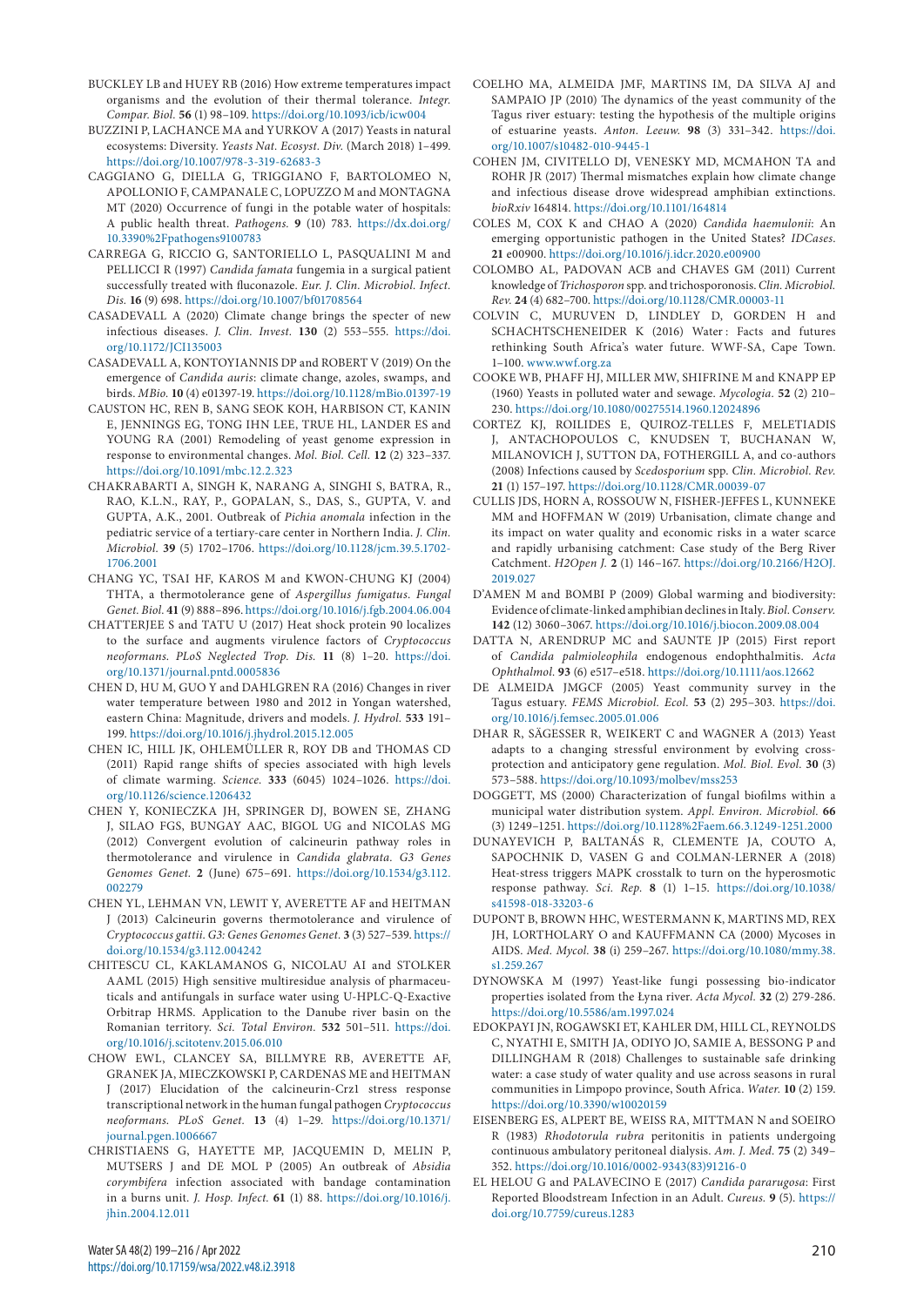BUCKLEY LB and HUEY RB (2016) How extreme temperatures impact organisms and the evolution of their thermal tolerance. *Integr. Compar. Biol.* **56** (1) 98–109. https://doi.org/10.1093/icb/icw004

BUZZINI P, LACHANCE MA and YURKOV A (2017) Yeasts in natural ecosystems: Diversity. *Yeasts Nat. Ecosyst. Div.* (March 2018) 1–499. https://doi.org/10.1007/978-3-319-62683-3

CAGGIANO G, DIELLA G, TRIGGIANO F, BARTOLOMEO N, APOLLONIO F, CAMPANALE C, LOPUZZO M and MONTAGNA MT (2020) Occurrence of fungi in the potable water of hospitals: A public health threat. *Pathogens.* **9** (10) 783. https://dx.doi.org/10.3390%2Fpathogens9100783

CARREGA G, RICCIO G, SANTORIELLO L, PASQUALINI M and PELLICCI R (1997) *Candida famata* fungemia in a surgical patient successfully treated with fluconazole. *Eur. J. Clin. Microbiol. Infect. Dis.* **16** (9) 698. https://doi.org/10.1007/bf01708564

CASADEVALL A (2020) Climate change brings the specter of new infectious diseases. *J. Clin. Invest.* **130** (2) 553–555. https://doi.org/10.1172/JCI135003

CASADEVALL A, KONTOYIANNIS DP and ROBERT V (2019) On the emergence of *Candida auris*: climate change, azoles, swamps, and birds. *MBio.* **10** (4) e01397-19. https://doi.org/10.1128/mBio.01397-19

CAUSTON HC, REN B, SANG SEOK KOH, HARBISON CT, KANIN E, JENNINGS EG, TONG IHN LEE, TRUE HL, LANDER ES and YOUNG RA (2001) Remodeling of yeast genome expression in response to environmental changes. *Mol. Biol. Cell.* **12** (2) 323–337. https://doi.org/10.1091/mbc.12.2.323

CHAKRABARTI A, SINGH K, NARANG A, SINGHI S, BATRA, R., RAO, K.L.N., RAY, P., GOPALAN, S., DAS, S., GUPTA, V. and GUPTA, A.K., 2001. Outbreak of *Pichia anomala* infection in the pediatric service of a tertiary-care center in Northern India. *J. Clin. Microbiol.* **39** (5) 1702–1706. https://doi.org/10.1128/jcm.39.5.1702-1706.2001

CHANG YC, TSAI HF, KAROS M and KWON-CHUNG KJ (2004) THTA, a thermotolerance gene of *Aspergillus fumigatus*. *Fungal Genet. Biol.* **41** (9) 888–896. https://doi.org/10.1016/j.fgb.2004.06.004

CHATTERJEE S and TATU U (2017) Heat shock protein 90 localizes to the surface and augments virulence factors of *Cryptococcus neoformans*. *PLoS Neglected Trop. Dis.* **11** (8) 1–20. https://doi.org/10.1371/journal.pntd.0005836

CHEN D, HU M, GUO Y and DAHLGREN RA (2016) Changes in river water temperature between 1980 and 2012 in Yongan watershed, eastern China: Magnitude, drivers and models. *J. Hydrol.* **533** 191–199. https://doi.org/10.1016/j.jhydrol.2015.12.005

CHEN IC, HILL JK, OHLEMÜLLER R, ROY DB and THOMAS CD (2011) Rapid range shifts of species associated with high levels of climate warming. *Science.* **333** (6045) 1024–1026. https://doi.org/10.1126/science.1206432

CHEN Y, KONIECZKA JH, SPRINGER DJ, BOWEN SE, ZHANG J, SILAO FGS, BUNGAY AAC, BIGOL UG and NICOLAS MG (2012) Convergent evolution of calcineurin pathway roles in thermotolerance and virulence in *Candida glabrata*. *G3 Genes Genomes Genet.* **2** (June) 675–691. https://doi.org/10.1534/g3.112.002279

CHEN YL, LEHMAN VN, LEWIT Y, AVERETTE AF and HEITMAN J (2013) Calcineurin governs thermotolerance and virulence of *Cryptococcus gattii*. *G3: Genes Genomes Genet.* **3** (3) 527–539. https://doi.org/10.1534/g3.112.004242

CHITESCU CL, KAKLAMANOS G, NICOLAU AI and STOLKER AAML (2015) High sensitive multiresidue analysis of pharmaceuticals and antifungals in surface water using U-HPLC-Q-Exactive Orbitrap HRMS. Application to the Danube river basin on the Romanian territory. *Sci. Total Environ.* **532** 501–511. https://doi.org/10.1016/j.scitotenv.2015.06.010

CHOW EWL, CLANCEY SA, BILLMYRE RB, AVERETTE AF, GRANEK JA, MIECZKOWSKI P, CARDENAS ME and HEITMAN J (2017) Elucidation of the calcineurin-Crz1 stress response transcriptional network in the human fungal pathogen *Cryptococcus neoformans*. *PLoS Genet.* **13** (4) 1–29. https://doi.org/10.1371/journal.pgen.1006667

CHRISTIAENS G, HAYETTE MP, JACQUEMIN D, MELIN P, MUTSERS J and DE MOL P (2005) An outbreak of *Absidia corymbifera* infection associated with bandage contamination in a burns unit. *J. Hosp. Infect.* **61** (1) 88. https://doi.org/10.1016/j.jhin.2004.12.011

COELHO MA, ALMEIDA JMF, MARTINS IM, DA SILVA AJ and SAMPAIO JP (2010) The dynamics of the yeast community of the Tagus river estuary: testing the hypothesis of the multiple origins of estuarine yeasts. *Anton. Leeuw.* **98** (3) 331–342. https://doi.org/10.1007/s10482-010-9445-1

COHEN JM, CIVITELLO DJ, VENESKY MD, MCMAHON TA and ROHR JR (2017) Thermal mismatches explain how climate change and infectious disease drove widespread amphibian extinctions. *bioRxiv* 164814. https://doi.org/10.1101/164814

COLES M, COX K and CHAO A (2020) *Candida haemulonii*: An emerging opportunistic pathogen in the United States? *IDCases.* **21** e00900. https://doi.org/10.1016/j.idcr.2020.e00900

COLOMBO AL, PADOVAN ACB and CHAVES GM (2011) Current knowledge of *Trichosporon* spp. and trichosporonosis. *Clin. Microbiol. Rev.* **24** (4) 682–700. https://doi.org/10.1128/CMR.00003-11

COLVIN C, MURUVEN D, LINDLEY D, GORDEN H and SCHACHTSCHENEIDER K (2016) Water : Facts and futures rethinking South Africa's water future. WWF-SA, Cape Town. 1–100. www.wwf.org.za

COOKE WB, PHAFF HJ, MILLER MW, SHIFRINE M and KNAPP EP (1960) Yeasts in polluted water and sewage. *Mycologia.* **52** (2) 210–230. https://doi.org/10.1080/00275514.1960.12024896

CORTEZ KJ, ROILIDES E, QUIROZ-TELLES F, MELETIADIS J, ANTACHOPOULOS C, KNUDSEN T, BUCHANAN W, MILANOVICH J, SUTTON DA, FOTHERGILL A, and co-authors (2008) Infections caused by *Scedosporium* spp. *Clin. Microbiol. Rev.* **21** (1) 157–197. https://doi.org/10.1128/CMR.00039-07

CULLIS JDS, HORN A, ROSSOUW N, FISHER-JEFFES L, KUNNEKE MM and HOFFMAN W (2019) Urbanisation, climate change and its impact on water quality and economic risks in a water scarce and rapidly urbanising catchment: Case study of the Berg River Catchment. *H2Open J.* **2** (1) 146–167. https://doi.org/10.2166/H2OJ.2019.027

D'AMEN M and BOMBI P (2009) Global warming and biodiversity: Evidence of climate-linked amphibian declines in Italy. *Biol. Conserv.* **142** (12) 3060–3067. https://doi.org/10.1016/j.biocon.2009.08.004

DATTA N, ARENDRUP MC and SAUNTE JP (2015) First report of *Candida palmioleophila* endogenous endophthalmitis. *Acta Ophthalmol.* **93** (6) e517–e518. https://doi.org/10.1111/aos.12662

DE ALMEIDA JMGCF (2005) Yeast community survey in the Tagus estuary. *FEMS Microbiol. Ecol.* **53** (2) 295–303. https://doi.org/10.1016/j.femsec.2005.01.006

DHAR R, SÄGESSER R, WEIKERT C and WAGNER A (2013) Yeast adapts to a changing stressful environment by evolving cross-protection and anticipatory gene regulation. *Mol. Biol. Evol.* **30** (3) 573–588. https://doi.org/10.1093/molbev/mss253

DOGGETT, MS (2000) Characterization of fungal biofilms within a municipal water distribution system. *Appl. Environ. Microbiol.* **66** (3) 1249–1251. https://doi.org/10.1128%2Faem.66.3.1249-1251.2000

DUNAYEVICH P, BALTANÁS R, CLEMENTE JA, COUTO A, SAPOCHNIK D, VASEN G and COLMAN-LERNER A (2018) Heat-stress triggers MAPK crosstalk to turn on the hyperosmotic response pathway. *Sci. Rep.* **8** (1) 1–15. https://doi.org/10.1038/s41598-018-33203-6

DUPONT B, BROWN HHC, WESTERMANN K, MARTINS MD, REX JH, LORTHOLARY O and KAUFFMANN CA (2000) Mycoses in AIDS. *Med. Mycol.* **38** (i) 259–267. https://doi.org/10.1080/mmy.38.s1.259.267

DYNOWSKA M (1997) Yeast-like fungi possessing bio-indicator properties isolated from the Łyna river. *Acta Mycol.* **32** (2) 279-286. https://doi.org/10.5586/am.1997.024

EDOKPAYI JN, ROGAWSKI ET, KAHLER DM, HILL CL, REYNOLDS C, NYATHI E, SMITH JA, ODIYO JO, SAMIE A, BESSONG P and DILLINGHAM R (2018) Challenges to sustainable safe drinking water: a case study of water quality and use across seasons in rural communities in Limpopo province, South Africa. *Water.* **10** (2) 159. https://doi.org/10.3390/w10020159

EISENBERG ES, ALPERT BE, WEISS RA, MITTMAN N and SOEIRO R (1983) *Rhodotorula rubra* peritonitis in patients undergoing continuous ambulatory peritoneal dialysis. *Am. J. Med.* **75** (2) 349–352. https://doi.org/10.1016/0002-9343(83)91216-0

EL HELOU G and PALAVECINO E (2017) *Candida pararugosa*: First Reported Bloodstream Infection in an Adult. *Cureus.* **9** (5). https://doi.org/10.7759/cureus.1283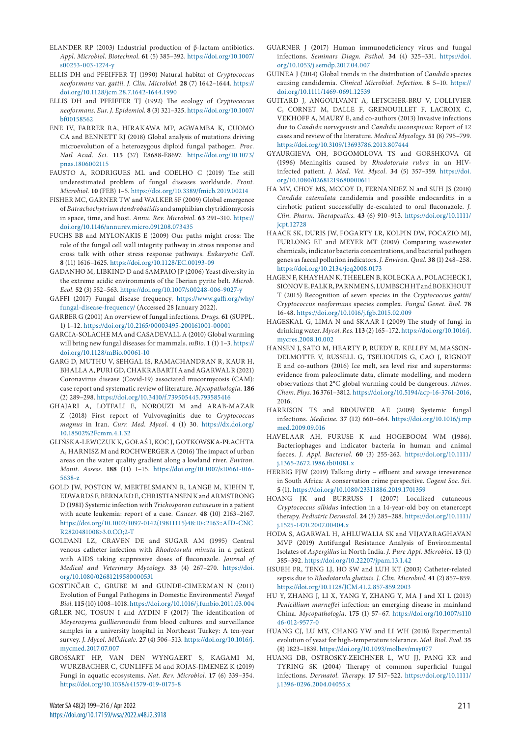ELANDER RP (2003) Industrial production of β-lactam antibiotics. *Appl. Microbiol. Biotechnol.* **61** (5) 385–392. https://doi.org/10.1007/s00253-003-1274-y

ELLIS DH and PFEIFFER TJ (1990) Natural habitat of *Cryptococcus neoformans* var. *gattii*. *J. Clin. Microbiol.* **28** (7) 1642–1644. https://doi.org/10.1128/jcm.28.7.1642-1644.1990

ELLIS DH and PFEIFFER TJ (1992) The ecology of *Cryptococcus neoformans*. *Eur. J. Epidemiol.* **8** (3) 321–325. https://doi.org/10.1007/bf00158562

ENE IV, FARRER RA, HIRAKAWA MP, AGWAMBA K, CUOMO CA and BENNETT RJ (2018) Global analysis of mutations driving microevolution of a heterozygous diploid fungal pathogen. *Proc. Natl Acad. Sci.* **115** (37) E8688-E8697. https://doi.org/10.1073/pnas.1806002115

FAUSTO A, RODRIGUES ML and COELHO C (2019) The still underestimated problem of fungal diseases worldwide. *Front. Microbiol.* **10** (FEB) 1–5. https://doi.org/10.3389/fmicb.2019.00214

FISHER MC, GARNER TW and WALKER SF (2009) Global emergence of *Batrachochytrium dendrobatidis* and amphibian chytridiomycosis in space, time, and host. *Annu. Rev. Microbiol.* **63** 291–310. https://doi.org/10.1146/annurev.micro.091208.073435

FUCHS BB and MYLONAKIS E (2009) Our paths might cross: The role of the fungal cell wall integrity pathway in stress response and cross talk with other stress response pathways. *Eukaryotic Cell.* **8** (11) 1616–1625. https://doi.org/10.1128/EC.00193-09

GADANHO M, LIBKIND D and SAMPAIO JP (2006) Yeast diversity in the extreme acidic environments of the Iberian pyrite belt. *Microb. Ecol.* **52** (3) 552–563. https://doi.org/10.1007/s00248-006-9027-y

GAFFI (2017) Fungal disease frequency. https://www.gaffi.org/why/fungal-disease-frequency/ (Accessed 28 January 2022).

GARBER G (2001) An overview of fungal infections. *Drugs.* **61** (SUPPL. 1) 1–12. https://doi.org/10.2165/00003495-200161001-00001

GARCIA-SOLACHE MA and CASADEVALL A (2010) Global warming will bring new fungal diseases for mammals. *mBio.* **1** (1) 1–3. https://doi.org/10.1128/mBio.00061-10

GARG D, MUTHU V, SEHGAL IS, RAMACHANDRAN R, KAUR H, BHALLA A, PURI GD, CHAKRABARTI A and AGARWAL R (2021) Coronavirus disease (Covid-19) associated mucormycosis (CAM): case report and systematic review of literature. *Mycopathologia.* **186** (2) 289–298. https://doi.org/10.3410/f.739505445.793585416

GHAJARI A, LOTFALI E, NOROUZI M and ARAB-MAZAR Z (2018) First report of Vulvovaginitis due to *Cryptococcus magnus* in Iran. *Curr. Med. Mycol.* **4** (1) 30. https://dx.doi.org/10.18502%2Fcmm.4.1.32

GLIŃSKA-LEWCZUK K, GOŁAŚ I, KOC J, GOTKOWSKA-PŁACHTA A, HARNISZ M and ROCHWERGER A (2016) The impact of urban areas on the water quality gradient along a lowland river. *Environ. Monit. Assess.* **188** (11) 1–15. https://doi.org/10.1007/s10661-016-5638-z

GOLD JW, POSTON W, MERTELSMANN R, LANGE M, KIEHN T, EDWARDS F, BERNARD E, CHRISTIANSEN K and ARMSTRONG D (1981) Systemic infection with *Trichosporon cutaneum* in a patient with acute leukemia: report of a case. *Cancer.* **48** (10) 2163–2167. https://doi.org/10.1002/1097-0142(19811115)48:10<2163::AID-CNCR2820481008>3.0.CO;2-T

GOLDANI LZ, CRAVEN DE and SUGAR AM (1995) Central venous catheter infection with *Rhodotorula minuta* in a patient with AIDS taking suppressive doses of fluconazole. *Journal of Medical and Veterinary Mycology.* **33** (4) 267–270. https://doi.org/10.1080/02681219580000531

GOSTINČAR C, GRUBE M and GUNDE-CIMERMAN N (2011) Evolution of Fungal Pathogens in Domestic Environments? *Fungal Biol.* **115** (10) 1008–1018. https://doi.org/10.1016/j.funbio.2011.03.004

GŘLER NC, TOSUN I and AYDIN F (2017) The identification of *Meyerozyma guilliermondii* from blood cultures and surveillance samples in a university hospital in Northeast Turkey: A ten-year survey. *J. Mycol. MŰdicale.* **27** (4) 506–513. https://doi.org/10.1016/j.mycmed.2017.07.007

GROSSART HP, VAN DEN WYNGAERT S, KAGAMI M, WURZBACHER C, CUNLIFFE M and ROJAS-JIMENEZ K (2019) Fungi in aquatic ecosystems. *Nat. Rev. Microbiol.* **17** (6) 339–354. https://doi.org/10.1038/s41579-019-0175-8

GUARNER J (2017) Human immunodeficiency virus and fungal infections. *Seminars Diagn. Pathol.* **34** (4) 325–331. https://doi.org/10.1053/j.semdp.2017.04.007

GUINEA J (2014) Global trends in the distribution of *Candida* species causing candidemia. *Clinical Microbiol. Infection.* **8** 5–10. https://doi.org/10.1111/1469-0691.12539

GUITARD J, ANGOULVANT A, LETSCHER-BRU V, L'OLLIVIER C, CORNET M, DALLE F, GRENOUILLET F, LACROIX C, VEKHOFF A, MAURY E, and co-authors (2013) Invasive infections due to *Candida norvegensis* and *Candida inconspicua*: Report of 12 cases and review of the literature. *Medical Mycology.* **51** (8) 795–799. https://doi.org/10.3109/13693786.2013.807444

GYAURGIEVA OH, BOGOMOLOVA TS and GORSHKOVA GI (1996) Meningitis caused by *Rhodotorula rubra* in an HIV-infected patient. *J. Med. Vet. Mycol.* **34** (5) 357–359. https://doi.org/10.1080/02681219680000611

HA MV, CHOY MS, MCCOY D, FERNANDEZ N and SUH JS (2018) *Candida catenulata* candidemia and possible endocarditis in a cirrhotic patient successfully de-escalated to oral fluconazole. *J. Clin. Pharm. Therapeutics.* **43** (6) 910–913. https://doi.org/10.1111/jcpt.12728

HAACK SK, DURIS JW, FOGARTY LR, KOLPIN DW, FOCAZIO MJ, FURLONG ET and MEYER MT (2009) Comparing wastewater chemicals, indicator bacteria concentrations, and bacterial pathogen genes as faecal pollution indicators. *J. Environ. Qual.* **38** (1) 248–258. https://doi.org/10.2134/jeq2008.0173

HAGEN F, KHAYHAN K, THEELEN B, KOLECKA A, POLACHECK I, SIONOV E, FALK R, PARNMEN S, LUMBSCH HT and BOEKHOUT T (2015) Recognition of seven species in the *Cryptococcus gattii/Cryptococcus neoformans* species complex. *Fungal Genet. Biol.* **78** 16-48. https://doi.org/10.1016/j.fgb.2015.02.009

HAGESKAL G, LIMA N and SKAAR I (2009) The study of fungi in drinking water. *Mycol. Res.* **113** (2) 165–172. https://doi.org/10.1016/j.mycres.2008.10.002

HANSEN J, SATO M, HEARTY P, RUEDY R, KELLEY M, MASSON-DELMOTTE V, RUSSELL G, TSELIOUDIS G, CAO J, RIGNOT E and co-authors (2016) Ice melt, sea level rise and superstorms: evidence from paleoclimate data, climate modelling, and modern observations that 2°C global warming could be dangerous. *Atmos. Chem. Phys.* **16** 3761–3812. https://doi.org/10.5194/acp-16-3761-2016, 2016.

HARRISON TS and BROUWER AE (2009) Systemic fungal infections. *Medicine.* **37** (12) 660–664. https://doi.org/10.1016/j.mpmed.2009.09.016

HAVELAAR AH, FURUSE K and HOGEBOOM WM (1986). Bacteriophages and indicator bacteria in human and animal faeces. *J. Appl. Bacteriol.* **60** (3) 255-262. https://doi.org/10.1111/j.1365-2672.1986.tb01081.x

HERBIG FJW (2019) Talking dirty – effluent and sewage irreverence in South Africa: A conservation crime perspective. *Cogent Soc. Sci.* **5** (1). https://doi.org/10.1080/23311886.2019.1701359

HOANG JK and BURRUSS J (2007) Localized cutaneous *Cryptococcus albidus* infection in a 14-year-old boy on etanercept therapy. *Pediatric Dermatol.* **24** (3) 285–288. https://doi.org/10.1111/j.1525-1470.2007.00404.x

HODA S, AGARWAL H, AHLUWALIA SK and VIJAYARAGHAVAN MVP (2019) Antifungal Resistance Analysis of Environmental Isolates of *Aspergillus* in North India. *J. Pure Appl. Microbiol.* **13** (1) 385–392. https://doi.org/10.22207/jpam.13.1.42

HSUEH PR, TENG LJ, HO SW and LUH KT (2003) Catheter-related sepsis due to *Rhodotorula glutinis*. *J. Clin. Microbiol.* **41** (2) 857–859. https://doi.org/10.1128/JCM.41.2.857-859.2003

HU Y, ZHANG J, LI X, YANG Y, ZHANG Y, MA J and XI L (2013) *Penicillium marneffei* infection: an emerging disease in mainland China. *Mycopathologia.* **175** (1) 57–67. https://doi.org/10.1007/s11046-012-9577-0

HUANG CJ, LU MY, CHANG YW and LI WH (2018) Experimental evolution of yeast for high-temperature tolerance. *Mol. Biol. Evol.* **35** (8) 1823–1839. https://doi.org/10.1093/molbev/msy077

HUANG DB, OSTROSKY-ZEICHNER L, WU JJ, PANG KR and TYRING SK (2004) Therapy of common superficial fungal infections. *Dermatol. Therapy.* **17** 517–522. https://doi.org/10.1111/j.1396-0296.2004.04055.x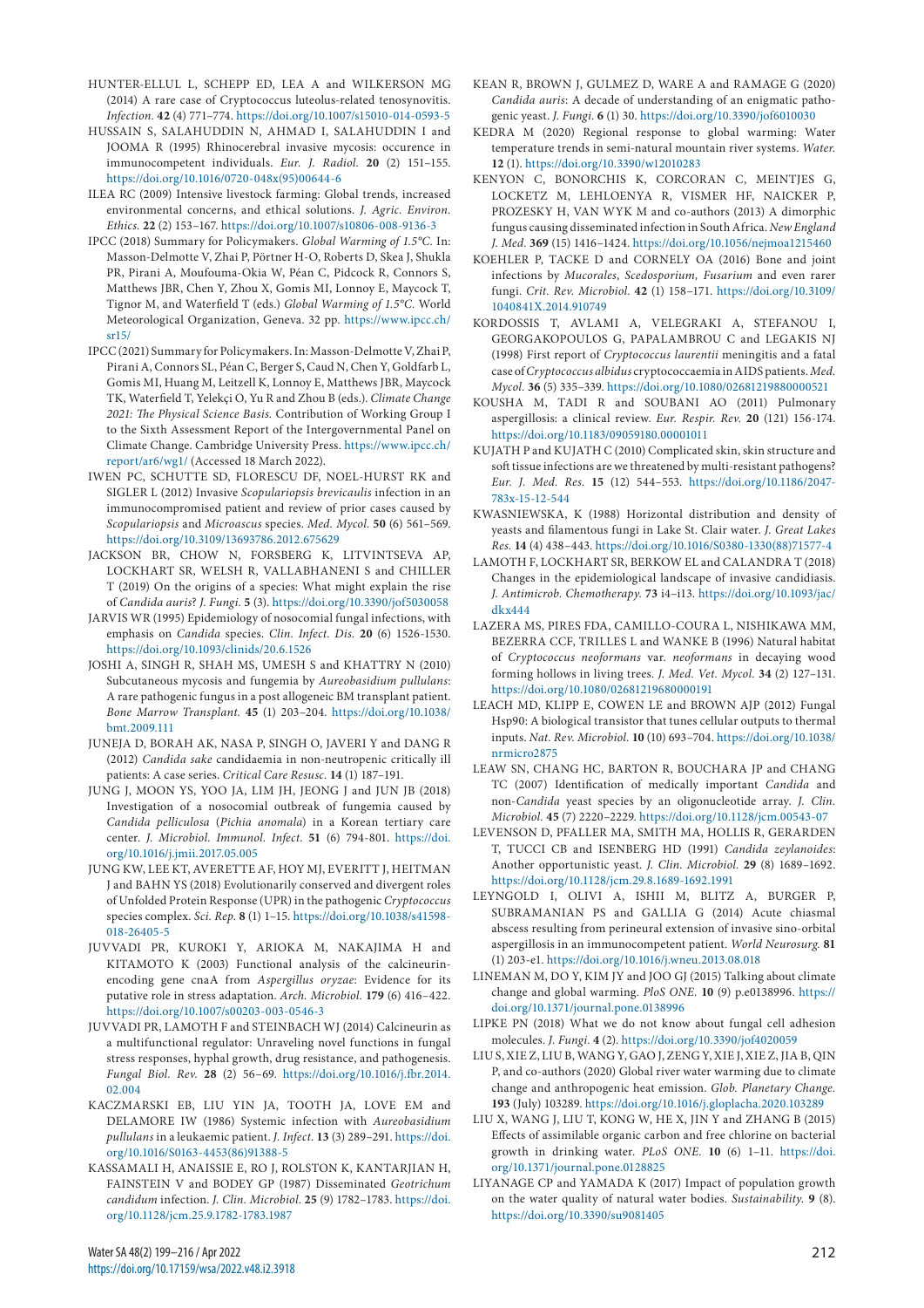HUNTER-ELLUL L, SCHEPP ED, LEA A and WILKERSON MG (2014) A rare case of Cryptococcus luteolus-related tenosynovitis. *Infection.* **42** (4) 771–774. https://doi.org/10.1007/s15010-014-0593-5

HUSSAIN S, SALAHUDDIN N, AHMAD I, SALAHUDDIN I and JOOMA R (1995) Rhinocerebral invasive mycosis: occurence in immunocompetent individuals. *Eur. J. Radiol.* **20** (2) 151–155. https://doi.org/10.1016/0720-048x(95)00644-6

ILEA RC (2009) Intensive livestock farming: Global trends, increased environmental concerns, and ethical solutions. *J. Agric. Environ. Ethics.* **22** (2) 153–167. https://doi.org/10.1007/s10806-008-9136-3

IPCC (2018) Summary for Policymakers. *Global Warming of 1.5°C.* In: Masson-Delmotte V, Zhai P, Pörtner H-O, Roberts D, Skea J, Shukla PR, Pirani A, Moufouma-Okia W, Péan C, Pidcock R, Connors S, Matthews JBR, Chen Y, Zhou X, Gomis MI, Lonnoy E, Maycock T, Tignor M, and Waterfield T (eds.) *Global Warming of 1.5°C.* World Meteorological Organization, Geneva. 32 pp. https://www.ipcc.ch/sr15/

IPCC (2021) Summary for Policymakers. In: Masson-Delmotte V, Zhai P, Pirani A, Connors SL, Péan C, Berger S, Caud N, Chen Y, Goldfarb L, Gomis MI, Huang M, Leitzell K, Lonnoy E, Matthews JBR, Maycock TK, Waterfield T, Yelekçi O, Yu R and Zhou B (eds.). *Climate Change 2021: The Physical Science Basis.* Contribution of Working Group I to the Sixth Assessment Report of the Intergovernmental Panel on Climate Change. Cambridge University Press. https://www.ipcc.ch/report/ar6/wg1/ (Accessed 18 March 2022).

IWEN PC, SCHUTTE SD, FLORESCU DF, NOEL-HURST RK and SIGLER L (2012) Invasive *Scopulariopsis brevicaulis* infection in an immunocompromised patient and review of prior cases caused by *Scopulariopsis* and *Microascus* species. *Med. Mycol.* **50** (6) 561–569. https://doi.org/10.3109/13693786.2012.675629

JACKSON BR, CHOW N, FORSBERG K, LITVINTSEVA AP, LOCKHART SR, WELSH R, VALLABHANENI S and CHILLER T (2019) On the origins of a species: What might explain the rise of *Candida auris*? *J. Fungi.* **5** (3). https://doi.org/10.3390/jof5030058

JARVIS WR (1995) Epidemiology of nosocomial fungal infections, with emphasis on *Candida* species. *Clin. Infect. Dis.* **20** (6) 1526-1530. https://doi.org/10.1093/clinids/20.6.1526

JOSHI A, SINGH R, SHAH MS, UMESH S and KHATTRY N (2010) Subcutaneous mycosis and fungemia by *Aureobasidium pullulans*: A rare pathogenic fungus in a post allogeneic BM transplant patient. *Bone Marrow Transplant.* **45** (1) 203–204. https://doi.org/10.1038/bmt.2009.111

JUNEJA D, BORAH AK, NASA P, SINGH O, JAVERI Y and DANG R (2012) *Candida sake* candidaemia in non-neutropenic critically ill patients: A case series. *Critical Care Resusc.* **14** (1) 187–191.

JUNG J, MOON YS, YOO JA, LIM JH, JEONG J and JUN JB (2018) Investigation of a nosocomial outbreak of fungemia caused by *Candida pelliculosa* (*Pichia anomala*) in a Korean tertiary care center. *J. Microbiol. Immunol. Infect.* **51** (6) 794-801. https://doi.org/10.1016/j.jmii.2017.05.005

JUNG KW, LEE KT, AVERETTE AF, HOY MJ, EVERITT J, HEITMAN J and BAHN YS (2018) Evolutionarily conserved and divergent roles of Unfolded Protein Response (UPR) in the pathogenic *Cryptococcus* species complex. *Sci. Rep.* **8** (1) 1–15. https://doi.org/10.1038/s41598-018-26405-5

JUVVADI PR, KUROKI Y, ARIOKA M, NAKAJIMA H and KITAMOTO K (2003) Functional analysis of the calcineurin-encoding gene cnaA from *Aspergillus oryzae*: Evidence for its putative role in stress adaptation. *Arch. Microbiol.* **179** (6) 416–422. https://doi.org/10.1007/s00203-003-0546-3

JUVVADI PR, LAMOTH F and STEINBACH WJ (2014) Calcineurin as a multifunctional regulator: Unraveling novel functions in fungal stress responses, hyphal growth, drug resistance, and pathogenesis. *Fungal Biol. Rev.* **28** (2) 56–69. https://doi.org/10.1016/j.fbr.2014.02.004

KACZMARSKI EB, LIU YIN JA, TOOTH JA, LOVE EM and DELAMORE IW (1986) Systemic infection with *Aureobasidium pullulans* in a leukaemic patient. *J. Infect.* **13** (3) 289–291. https://doi.org/10.1016/S0163-4453(86)91388-5

KASSAMALI H, ANAISSIE E, RO J, ROLSTON K, KANTARJIAN H, FAINSTEIN V and BODEY GP (1987) Disseminated *Geotrichum candidum* infection. *J. Clin. Microbiol.* **25** (9) 1782–1783. https://doi.org/10.1128/jcm.25.9.1782-1783.1987

KEAN R, BROWN J, GULMEZ D, WARE A and RAMAGE G (2020) *Candida auris*: A decade of understanding of an enigmatic pathogenic yeast. *J. Fungi.* **6** (1) 30. https://doi.org/10.3390/jof6010030

KEDRA M (2020) Regional response to global warming: Water temperature trends in semi-natural mountain river systems. *Water.* **12** (1). https://doi.org/10.3390/w12010283

KENYON C, BONORCHIS K, CORCORAN C, MEINTJES G, LOCKETZ M, LEHLOENYA R, VISMER HF, NAICKER P, PROZESKY H, VAN WYK M and co-authors (2013) A dimorphic fungus causing disseminated infection in South Africa. *New England J. Med.* **369** (15) 1416–1424. https://doi.org/10.1056/nejmoa1215460

KOEHLER P, TACKE D and CORNELY OA (2016) Bone and joint infections by *Mucorales*, *Scedosporium, Fusarium* and even rarer fungi. *Crit. Rev. Microbiol.* **42** (1) 158–171. https://doi.org/10.3109/1040841X.2014.910749

KORDOSSIS T, AVLAMI A, VELEGRAKI A, STEFANOU I, GEORGAKOPOULOS G, PAPALAMBROU C and LEGAKIS NJ (1998) First report of *Cryptococcus laurentii* meningitis and a fatal case of *Cryptococcus albidus* cryptococcaemia in AIDS patients. *Med. Mycol.* **36** (5) 335–339. https://doi.org/10.1080/02681219880000521

KOUSHA M, TADI R and SOUBANI AO (2011) Pulmonary aspergillosis: a clinical review. *Eur. Respir. Rev.* **20** (121) 156-174. https://doi.org/10.1183/09059180.00001011

KUJATH P and KUJATH C (2010) Complicated skin, skin structure and soft tissue infections are we threatened by multi-resistant pathogens? *Eur. J. Med. Res.* **15** (12) 544–553. https://doi.org/10.1186/2047-783x-15-12-544

KWASNIEWSKA, K (1988) Horizontal distribution and density of yeasts and filamentous fungi in Lake St. Clair water. *J. Great Lakes Res.* **14** (4) 438–443. https://doi.org/10.1016/S0380-1330(88)71577-4

LAMOTH F, LOCKHART SR, BERKOW EL and CALANDRA T (2018) Changes in the epidemiological landscape of invasive candidiasis. *J. Antimicrob. Chemotherapy.* **73** i4–i13. https://doi.org/10.1093/jac/dkx444

LAZERA MS, PIRES FDA, CAMILLO-COURA L, NISHIKAWA MM, BEZERRA CCF, TRILLES L and WANKE B (1996) Natural habitat of *Cryptococcus neoformans* var. *neoformans* in decaying wood forming hollows in living trees. *J. Med. Vet. Mycol.* **34** (2) 127–131. https://doi.org/10.1080/02681219680000191

LEACH MD, KLIPP E, COWEN LE and BROWN AJP (2012) Fungal Hsp90: A biological transistor that tunes cellular outputs to thermal inputs. *Nat. Rev. Microbiol.* **10** (10) 693–704. https://doi.org/10.1038/nrmicro2875

LEAW SN, CHANG HC, BARTON R, BOUCHARA JP and CHANG TC (2007) Identification of medically important *Candida* and non-*Candida* yeast species by an oligonucleotide array. *J. Clin. Microbiol.* **45** (7) 2220–2229. https://doi.org/10.1128/jcm.00543-07

LEVENSON D, PFALLER MA, SMITH MA, HOLLIS R, GERARDEN T, TUCCI CB and ISENBERG HD (1991) *Candida zeylanoides*: Another opportunistic yeast. *J. Clin. Microbiol.* **29** (8) 1689–1692. https://doi.org/10.1128/jcm.29.8.1689-1692.1991

LEYNGOLD I, OLIVI A, ISHII M, BLITZ A, BURGER P, SUBRAMANIAN PS and GALLIA G (2014) Acute chiasmal abscess resulting from perineural extension of invasive sino-orbital aspergillosis in an immunocompetent patient. *World Neurosurg.* **81** (1) 203-e1. https://doi.org/10.1016/j.wneu.2013.08.018

LINEMAN M, DO Y, KIM JY and JOO GJ (2015) Talking about climate change and global warming. *PloS ONE.* **10** (9) p.e0138996. https://doi.org/10.1371/journal.pone.0138996

LIPKE PN (2018) What we do not know about fungal cell adhesion molecules. *J. Fungi.* **4** (2). https://doi.org/10.3390/jof4020059

LIU S, XIE Z, LIU B, WANG Y, GAO J, ZENG Y, XIE J, XIE Z, JIA B, QIN P, and co-authors (2020) Global river water warming due to climate change and anthropogenic heat emission. *Glob. Planetary Change.* **193** (July) 103289. https://doi.org/10.1016/j.gloplacha.2020.103289

LIU X, WANG J, LIU T, KONG W, HE X, JIN Y and ZHANG B (2015) Effects of assimilable organic carbon and free chlorine on bacterial growth in drinking water. *PLoS ONE.* **10** (6) 1–11. https://doi.org/10.1371/journal.pone.0128825

LIYANAGE CP and YAMADA K (2017) Impact of population growth on the water quality of natural water bodies. *Sustainability.* **9** (8). https://doi.org/10.3390/su9081405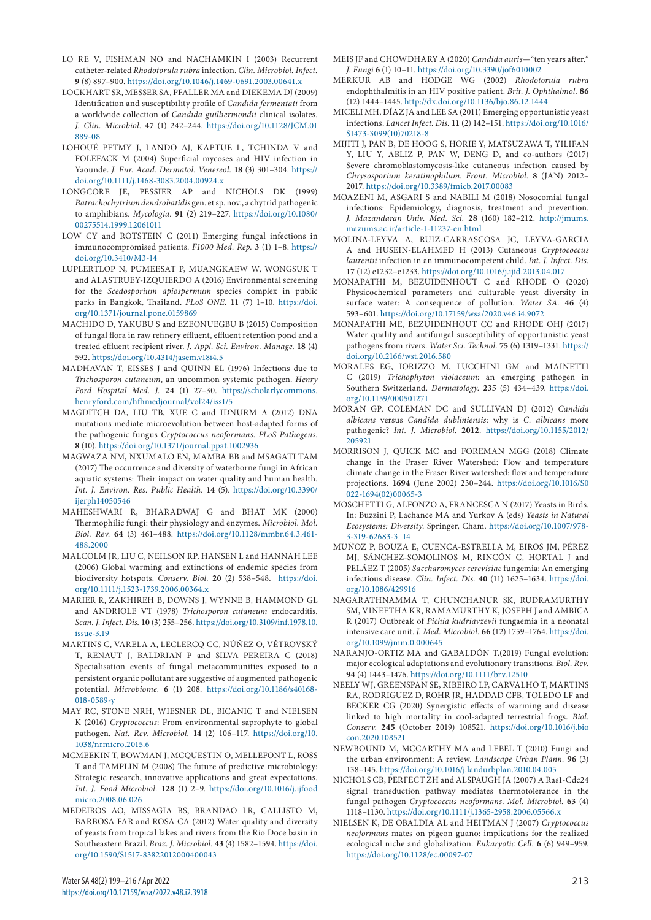LO RE V, FISHMAN NO and NACHAMKIN I (2003) Recurrent catheter-related *Rhodotorula rubra* infection. *Clin. Microbiol. Infect.* **9** (8) 897–900. https://doi.org/10.1046/j.1469-0691.2003.00641.x

LOCKHART SR, MESSER SA, PFALLER MA and DIEKEMA DJ (2009) Identification and susceptibility profile of *Candida fermentati* from a worldwide collection of *Candida guilliermondii* clinical isolates. *J. Clin. Microbiol.* **47** (1) 242–244. https://doi.org/10.1128/JCM.01889-08

LOHOUÉ PETMY J, LANDO AJ, KAPTUE L, TCHINDA V and FOLEFACK M (2004) Superficial mycoses and HIV infection in Yaounde. *J. Eur. Acad. Dermatol. Venereol.* **18** (3) 301–304. https://doi.org/10.1111/j.1468-3083.2004.00924.x

LONGCORE JE, PESSIER AP and NICHOLS DK (1999) *Batrachochytrium dendrobatidis* gen. et sp. nov., a chytrid pathogenic to amphibians. *Mycologia.* **91** (2) 219–227. https://doi.org/10.1080/00275514.1999.12061011

LOW CY and ROTSTEIN C (2011) Emerging fungal infections in immunocompromised patients. *F1000 Med. Rep.* **3** (1) 1–8. https://doi.org/10.3410/M3-14

LUPLERTLOP N, PUMEESAT P, MUANGKAEW W, WONGSUK T and ALASTRUEY-IZQUIERDO A (2016) Environmental screening for the *Scedosporium apiospermum* species complex in public parks in Bangkok, Thailand. *PLoS ONE.* **11** (7) 1–10. https://doi.org/10.1371/journal.pone.0159869

MACHIDO D, YAKUBU S and EZEONUEGBU B (2015) Composition of fungal flora in raw refinery effluent, effluent retention pond and a treated effluent recipient river. *J. Appl. Sci. Environ. Manage.* **18** (4) 592. https://doi.org/10.4314/jasem.v18i4.5

MADHAVAN T, EISSES J and QUINN EL (1976) Infections due to *Trichosporon cutaneum*, an uncommon systemic pathogen. *Henry Ford Hospital Med. J.* **24** (1) 27–30. https://scholarlycommons.henryford.com/hfhmedjournal/vol24/iss1/5

MAGDITCH DA, LIU TB, XUE C and IDNURM A (2012) DNA mutations mediate microevolution between host-adapted forms of the pathogenic fungus *Cryptococcus neoformans*. *PLoS Pathogens.* **8** (10). https://doi.org/10.1371/journal.ppat.1002936

MAGWAZA NM, NXUMALO EN, MAMBA BB and MSAGATI TAM (2017) The occurrence and diversity of waterborne fungi in African aquatic systems: Their impact on water quality and human health. *Int. J. Environ. Res. Public Health.* **14** (5). https://doi.org/10.3390/ijerph14050546

MAHESHWARI R, BHARADWAJ G and BHAT MK (2000) Thermophilic fungi: their physiology and enzymes. *Microbiol. Mol. Biol. Rev.* **64** (3) 461–488. https://doi.org/10.1128/mmbr.64.3.461-488.2000

MALCOLM JR, LIU C, NEILSON RP, HANSEN L and HANNAH LEE (2006) Global warming and extinctions of endemic species from biodiversity hotspots. *Conserv. Biol.* **20** (2) 538–548. https://doi.org/10.1111/j.1523-1739.2006.00364.x

MARIER R, ZAKHIREH B, DOWNS J, WYNNE B, HAMMOND GL and ANDRIOLE VT (1978) *Trichosporon cutaneum* endocarditis. *Scan. J. Infect. Dis.* **10** (3) 255–256. https://doi.org/10.3109/inf.1978.10.issue-3.19

MARTINS C, VARELA A, LECLERCQ CC, NÚÑEZ O, VĚTROVSKÝ T, RENAUT J, BALDRIAN P and SILVA PEREIRA C (2018) Specialisation events of fungal metacommunities exposed to a persistent organic pollutant are suggestive of augmented pathogenic potential. *Microbiome.* **6** (1) 208. https://doi.org/10.1186/s40168-018-0589-y

MAY RC, STONE NRH, WIESNER DL, BICANIC T and NIELSEN K (2016) *Cryptococcus*: From environmental saprophyte to global pathogen. *Nat. Rev. Microbiol.* **14** (2) 106–117. https://doi.org/10.1038/nrmicro.2015.6

MCMEEKIN T, BOWMAN J, MCQUESTIN O, MELLEFONT L, ROSS T and TAMPLIN M (2008) The future of predictive microbiology: Strategic research, innovative applications and great expectations. *Int. J. Food Microbiol.* **128** (1) 2–9. https://doi.org/10.1016/j.ijfoodmicro.2008.06.026

MEDEIROS AO, MISSAGIA BS, BRANDÃO LR, CALLISTO M, BARBOSA FAR and ROSA CA (2012) Water quality and diversity of yeasts from tropical lakes and rivers from the Rio Doce basin in Southeastern Brazil. *Braz. J. Microbiol.* **43** (4) 1582–1594. https://doi.org/10.1590/S1517-83822012000400043

MEIS JF and CHOWDHARY A (2020) *Candida auris*—"ten years after." *J. Fungi* **6** (1) 10–11. https://doi.org/10.3390/jof6010002

MERKUR AB and HODGE WG (2002) *Rhodotorula rubra* endophthalmitis in an HIV positive patient. *Brit. J. Ophthalmol.* **86** (12) 1444–1445. http://dx.doi.org/10.1136/bjo.86.12.1444

MICELI MH, DÍAZ JA and LEE SA (2011) Emerging opportunistic yeast infections. *Lancet Infect. Dis.* **11** (2) 142–151. https://doi.org/10.1016/S1473-3099(10)70218-8

MIJITI J, PAN B, DE HOOG S, HORIE Y, MATSUZAWA T, YILIFAN Y, LIU Y, ABLIZ P, PAN W, DENG D, and co-authors (2017) Severe chromoblastomycosis-like cutaneous infection caused by *Chrysosporium keratinophilum*. *Front. Microbiol.* **8** (JAN) 2012–2017. https://doi.org/10.3389/fmicb.2017.00083

MOAZENI M, ASGARI S and NABILI M (2018) Nosocomial fungal infections: Epidemiology, diagnosis, treatment and prevention. *J. Mazandaran Univ. Med. Sci.* **28** (160) 182–212. http://jmums.mazums.ac.ir/article-1-11237-en.html

MOLINA-LEYVA A, RUIZ-CARRASCOSA JC, LEYVA-GARCIA A and HUSEIN-ELAHMED H (2013) Cutaneous *Cryptococcus laurentii* infection in an immunocompetent child. *Int. J. Infect. Dis.* **17** (12) e1232–e1233. https://doi.org/10.1016/j.ijid.2013.04.017

MONAPATHI M, BEZUIDENHOUT C and RHODE O (2020) Physicochemical parameters and culturable yeast diversity in surface water: A consequence of pollution. *Water SA.* **46** (4) 593–601. https://doi.org/10.17159/wsa/2020.v46.i4.9072

MONAPATHI ME, BEZUIDENHOUT CC and RHODE OHJ (2017) Water quality and antifungal susceptibility of opportunistic yeast pathogens from rivers. *Water Sci. Technol.* **75** (6) 1319–1331. https://doi.org/10.2166/wst.2016.580

MORALES EG, IORIZZO M, LUCCHINI GM and MAINETTI C (2019) *Trichophyton violaceum*: an emerging pathogen in Southern Switzerland. *Dermatology.* **235** (5) 434–439. https://doi.org/10.1159/000501271

MORAN GP, COLEMAN DC and SULLIVAN DJ (2012) *Candida albicans* versus *Candida dubliniensis*: why is *C. albicans* more pathogenic? *Int. J. Microbiol.* **2012**. https://doi.org/10.1155/2012/205921

MORRISON J, QUICK MC and FOREMAN MGG (2018) Climate change in the Fraser River Watershed: Flow and temperature climate change in the Fraser River watershed: flow and temperature projections. **1694** (June 2002) 230–244. https://doi.org/10.1016/S0022-1694(02)00065-3

MOSCHETTI G, ALFONZO A, FRANCESCA N (2017) Yeasts in Birds. In: Buzzini P, Lachance MA and Yurkov A (eds) *Yeasts in Natural Ecosystems: Diversity*. Springer, Cham. https://doi.org/10.1007/978-3-319-62683-3_14

MUÑOZ P, BOUZA E, CUENCA-ESTRELLA M, EIROS JM, PÉREZ MJ, SÁNCHEZ-SOMOLINOS M, RINCÓN C, HORTAL J and PELÁEZ T (2005) *Saccharomyces cerevisiae* fungemia: An emerging infectious disease. *Clin. Infect. Dis.* **40** (11) 1625–1634. https://doi.org/10.1086/429916

NAGARATHNAMMA T, CHUNCHANUR SK, RUDRAMURTHY SM, VINEETHA KR, RAMAMURTHY K, JOSEPH J and AMBICA R (2017) Outbreak of *Pichia kudriavzevii* fungaemia in a neonatal intensive care unit. *J. Med. Microbiol.* **66** (12) 1759–1764. https://doi.org/10.1099/jmm.0.000645

NARANJO-ORTIZ MA and GABALDÓN T.(2019) Fungal evolution: major ecological adaptations and evolutionary transitions. *Biol. Rev.* **94** (4) 1443–1476. https://doi.org/10.1111/brv.12510

NEELY WJ, GREENSPAN SE, RIBEIRO LP, CARVALHO T, MARTINS RA, RODRIGUEZ D, ROHR JR, HADDAD CFB, TOLEDO LF and BECKER CG (2020) Synergistic effects of warming and disease linked to high mortality in cool-adapted terrestrial frogs. *Biol. Conserv.* **245** (October 2019) 108521. https://doi.org/10.1016/j.biocon.2020.108521

NEWBOUND M, MCCARTHY MA and LEBEL T (2010) Fungi and the urban environment: A review. *Landscape Urban Plann.* **96** (3) 138–145. https://doi.org/10.1016/j.landurbplan.2010.04.005

NICHOLS CB, PERFECT ZH and ALSPAUGH JA (2007) A Ras1-Cdc24 signal transduction pathway mediates thermotolerance in the fungal pathogen *Cryptococcus neoformans*. *Mol. Microbiol.* **63** (4) 1118–1130. https://doi.org/10.1111/j.1365-2958.2006.05566.x

NIELSEN K, DE OBALDIA AL and HEITMAN J (2007) *Cryptococcus neoformans* mates on pigeon guano: implications for the realized ecological niche and globalization. *Eukaryotic Cell.* **6** (6) 949–959. https://doi.org/10.1128/ec.00097-07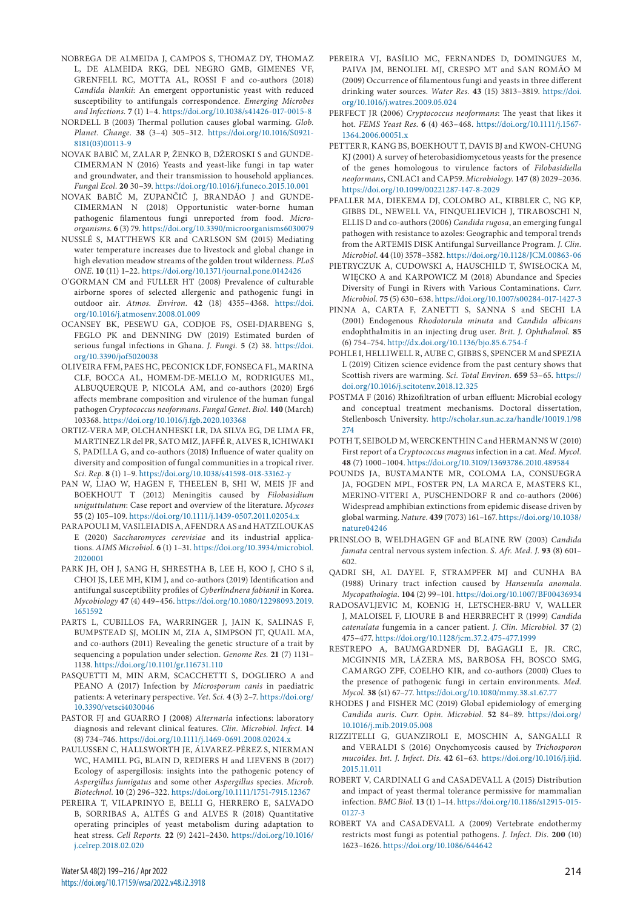NOBREGA DE ALMEIDA J, CAMPOS S, THOMAZ DY, THOMAZ L, DE ALMEIDA RKG, DEL NEGRO GMB, GIMENES VF, GRENFELL RC, MOTTA AL, ROSSI F and co-authors (2018) *Candida blankii*: An emergent opportunistic yeast with reduced susceptibility to antifungals correspondence. *Emerging Microbes and Infections.* **7** (1) 1–4. https://doi.org/10.1038/s41426-017-0015-8

NORDELL B (2003) Thermal pollution causes global warming. *Glob. Planet. Change.* **38** (3–4) 305–312. https://doi.org/10.1016/S0921-8181(03)00113-9

NOVAK BABIČ M, ZALAR P, ŽENKO B, DŽEROSKI S and GUNDE-CIMERMAN N (2016) Yeasts and yeast-like fungi in tap water and groundwater, and their transmission to household appliances. *Fungal Ecol.* **20** 30–39. https://doi.org/10.1016/j.funeco.2015.10.001

NOVAK BABIČ M, ZUPANČIČ J, BRANDÃO J and GUNDE-CIMERMAN N (2018) Opportunistic water-borne human pathogenic filamentous fungi unreported from food. *Microorganisms.* **6** (3) 79. https://doi.org/10.3390/microorganisms6030079

NUSSLÉ S, MATTHEWS KR and CARLSON SM (2015) Mediating water temperature increases due to livestock and global change in high elevation meadow streams of the golden trout wilderness. *PLoS ONE.* **10** (11) 1–22. https://doi.org/10.1371/journal.pone.0142426

O'GORMAN CM and FULLER HT (2008) Prevalence of culturable airborne spores of selected allergenic and pathogenic fungi in outdoor air. *Atmos. Environ.* **42** (18) 4355–4368. https://doi.org/10.1016/j.atmosenv.2008.01.009

OCANSEY BK, PESEWU GA, CODJOE FS, OSEI-DJARBENG S, FEGLO PK and DENNING DW (2019) Estimated burden of serious fungal infections in Ghana. *J. Fungi.* **5** (2) 38. https://doi.org/10.3390/jof5020038

OLIVEIRA FFM, PAES HC, PECONICK LDF, FONSECA FL, MARINA CLF, BOCCA AL, HOMEM-DE-MELLO M, RODRIGUES ML, ALBUQUERQUE P, NICOLA AM, and co-authors (2020) Erg6 affects membrane composition and virulence of the human fungal pathogen *Cryptococcus neoformans*. *Fungal Genet. Biol.* **140** (March) 103368. https://doi.org/10.1016/j.fgb.2020.103368

ORTIZ-VERA MP, OLCHANHESKI LR, DA SILVA EG, DE LIMA FR, MARTINEZ LR del PR, SATO MIZ, JAFFÉ R, ALVES R, ICHIWAKI S, PADILLA G, and co-authors (2018) Influence of water quality on diversity and composition of fungal communities in a tropical river. *Sci. Rep.* **8** (1) 1–9. https://doi.org/10.1038/s41598-018-33162-y

PAN W, LIAO W, HAGEN F, THEELEN B, SHI W, MEIS JF and BOEKHOUT T (2012) Meningitis caused by *Filobasidium uniguttulatum*: Case report and overview of the literature. *Mycoses* **55** (2) 105–109. https://doi.org/10.1111/j.1439-0507.2011.02054.x

PARAPOULI M, VASILEIADIS A, AFENDRA AS and HATZILOUKAS E (2020) *Saccharomyces cerevisiae* and its industrial applications. *AIMS Microbiol.* **6** (1) 1–31. https://doi.org/10.3934/microbiol.2020001

PARK JH, OH J, SANG H, SHRESTHA B, LEE H, KOO J, CHO S il, CHOI JS, LEE MH, KIM J, and co-authors (2019) Identification and antifungal susceptibility profiles of *Cyberlindnera fabianii* in Korea. *Mycobiology* **47** (4) 449–456. https://doi.org/10.1080/12298093.2019.1651592

PARTS L, CUBILLOS FA, WARRINGER J, JAIN K, SALINAS F, BUMPSTEAD SJ, MOLIN M, ZIA A, SIMPSON JT, QUAIL MA, and co-authors (2011) Revealing the genetic structure of a trait by sequencing a population under selection. *Genome Res.* **21** (7) 1131–1138. https://doi.org/10.1101/gr.116731.110

PASQUETTI M, MIN ARM, SCACCHETTI S, DOGLIERO A and PEANO A (2017) Infection by *Microsporum canis* in paediatric patients: A veterinary perspective. *Vet. Sci.* **4** (3) 2–7. https://doi.org/10.3390/vetsci4030046

PASTOR FJ and GUARRO J (2008) *Alternaria* infections: laboratory diagnosis and relevant clinical features. *Clin. Microbiol. Infect.* **14** (8) 734–746. https://doi.org/10.1111/j.1469-0691.2008.02024.x

PAULUSSEN C, HALLSWORTH JE, ÁLVAREZ-PÉREZ S, NIERMAN WC, HAMILL PG, BLAIN D, REDIERS H and LIEVENS B (2017) Ecology of aspergillosis: insights into the pathogenic potency of *Aspergillus fumigatus* and some other *Aspergillus* species. *Microb. Biotechnol.* **10** (2) 296–322. https://doi.org/10.1111/1751-7915.12367

PEREIRA T, VILAPRINYO E, BELLI G, HERRERO E, SALVADO B, SORRIBAS A, ALTÉS G and ALVES R (2018) Quantitative operating principles of yeast metabolism during adaptation to heat stress. *Cell Reports.* **22** (9) 2421–2430. https://doi.org/10.1016/j.celrep.2018.02.020

PEREIRA VJ, BASÍLIO MC, FERNANDES D, DOMINGUES M, PAIVA JM, BENOLIEL MJ, CRESPO MT and SAN ROMÃO M (2009) Occurrence of filamentous fungi and yeasts in three different drinking water sources. *Water Res.* **43** (15) 3813–3819. https://doi.org/10.1016/j.watres.2009.05.024

PERFECT JR (2006) *Cryptococcus neoformans*: The yeast that likes it hot. *FEMS Yeast Res.* **6** (4) 463–468. https://doi.org/10.1111/j.1567-1364.2006.00051.x

PETTER R, KANG BS, BOEKHOUT T, DAVIS BJ and KWON-CHUNG KJ (2001) A survey of heterobasidiomycetous yeasts for the presence of the genes homologous to virulence factors of *Filobasidiella neoformans*, CNLAC1 and CAP59. *Microbiology.* **147** (8) 2029–2036. https://doi.org/10.1099/00221287-147-8-2029

PFALLER MA, DIEKEMA DJ, COLOMBO AL, KIBBLER C, NG KP, GIBBS DL, NEWELL VA, FINQUELIEVICH J, TIRABOSCHI N, ELLIS D and co-authors (2006) *Candida rugosa*, an emerging fungal pathogen with resistance to azoles: Geographic and temporal trends from the ARTEMIS DISK Antifungal Surveillance Program. *J. Clin. Microbiol.* **44** (10) 3578–3582. https://doi.org/10.1128/JCM.00863-06

PIETRYCZUK A, CUDOWSKI A, HAUSCHILD T, ŚWISŁOCKA M, WIĘCKO A and KARPOWICZ M (2018) Abundance and Species Diversity of Fungi in Rivers with Various Contaminations. *Curr. Microbiol.* **75** (5) 630–638. https://doi.org/10.1007/s00284-017-1427-3

PINNA A, CARTA F, ZANETTI S, SANNA S and SECHI LA (2001) Endogenous *Rhodotorula minuta* and *Candida albicans* endophthalmitis in an injecting drug user. *Brit. J. Ophthalmol.* **85** (6) 754–754. http://dx.doi.org/10.1136/bjo.85.6.754-f

POHLE I, HELLIWELL R, AUBE C, GIBBS S, SPENCER M and SPEZIA L (2019) Citizen science evidence from the past century shows that Scottish rivers are warming. *Sci. Total Environ.* **659** 53–65. https://doi.org/10.1016/j.scitotenv.2018.12.325

POSTMA F (2016) Rhizofiltration of urban effluent: Microbial ecology and conceptual treatment mechanisms. Doctoral dissertation, Stellenbosch University. http://scholar.sun.ac.za/handle/10019.1/98274

POTH T, SEIBOLD M, WERCKENTHIN C and HERMANNS W (2010) First report of a *Cryptococcus magnus* infection in a cat. *Med. Mycol.* **48** (7) 1000–1004. https://doi.org/10.3109/13693786.2010.489584

POUNDS JA, BUSTAMANTE MR, COLOMA LA, CONSUEGRA JA, FOGDEN MPL, FOSTER PN, LA MARCA E, MASTERS KL, MERINO-VITERI A, PUSCHENDORF R and co-authors (2006) Widespread amphibian extinctions from epidemic disease driven by global warming. *Nature.* **439** (7073) 161–167. https://doi.org/10.1038/nature04246

PRINSLOO B, WELDHAGEN GF and BLAINE RW (2003) *Candida famata* central nervous system infection. *S. Afr. Med. J.* **93** (8) 601–602.

QADRI SH, AL DAYEL F, STRAMPFER MJ and CUNHA BA (1988) Urinary tract infection caused by *Hansenula anomala*. *Mycopathologia.* **104** (2) 99–101. https://doi.org/10.1007/BF00436934

RADOSAVLJEVIC M, KOENIG H, LETSCHER-BRU V, WALLER J, MALOISEL F, LIOURE B and HERBRECHT R (1999) *Candida catenulata* fungemia in a cancer patient. *J. Clin. Microbiol.* **37** (2) 475–477. https://doi.org/10.1128/jcm.37.2.475-477.1999

RESTREPO A, BAUMGARDNER DJ, BAGAGLI E, JR. CRC, MCGINNIS MR, LÁZERA MS, BARBOSA FH, BOSCO SMG, CAMARGO ZPF, COELHO KIR, and co-authors (2000) Clues to the presence of pathogenic fungi in certain environments. *Med. Mycol.* **38** (s1) 67–77. https://doi.org/10.1080/mmy.38.s1.67.77

RHODES J and FISHER MC (2019) Global epidemiology of emerging *Candida auris*. *Curr. Opin. Microbiol.* **52** 84–89. https://doi.org/10.1016/j.mib.2019.05.008

RIZZITELLI G, GUANZIROLI E, MOSCHIN A, SANGALLI R and VERALDI S (2016) Onychomycosis caused by *Trichosporon mucoides*. *Int. J. Infect. Dis.* **42** 61–63. https://doi.org/10.1016/j.ijid.2015.11.011

ROBERT V, CARDINALI G and CASADEVALL A (2015) Distribution and impact of yeast thermal tolerance permissive for mammalian infection. *BMC Biol.* **13** (1) 1–14. https://doi.org/10.1186/s12915-015-0127-3

ROBERT VA and CASADEVALL A (2009) Vertebrate endothermy restricts most fungi as potential pathogens. *J. Infect. Dis.* **200** (10) 1623–1626. https://doi.org/10.1086/644642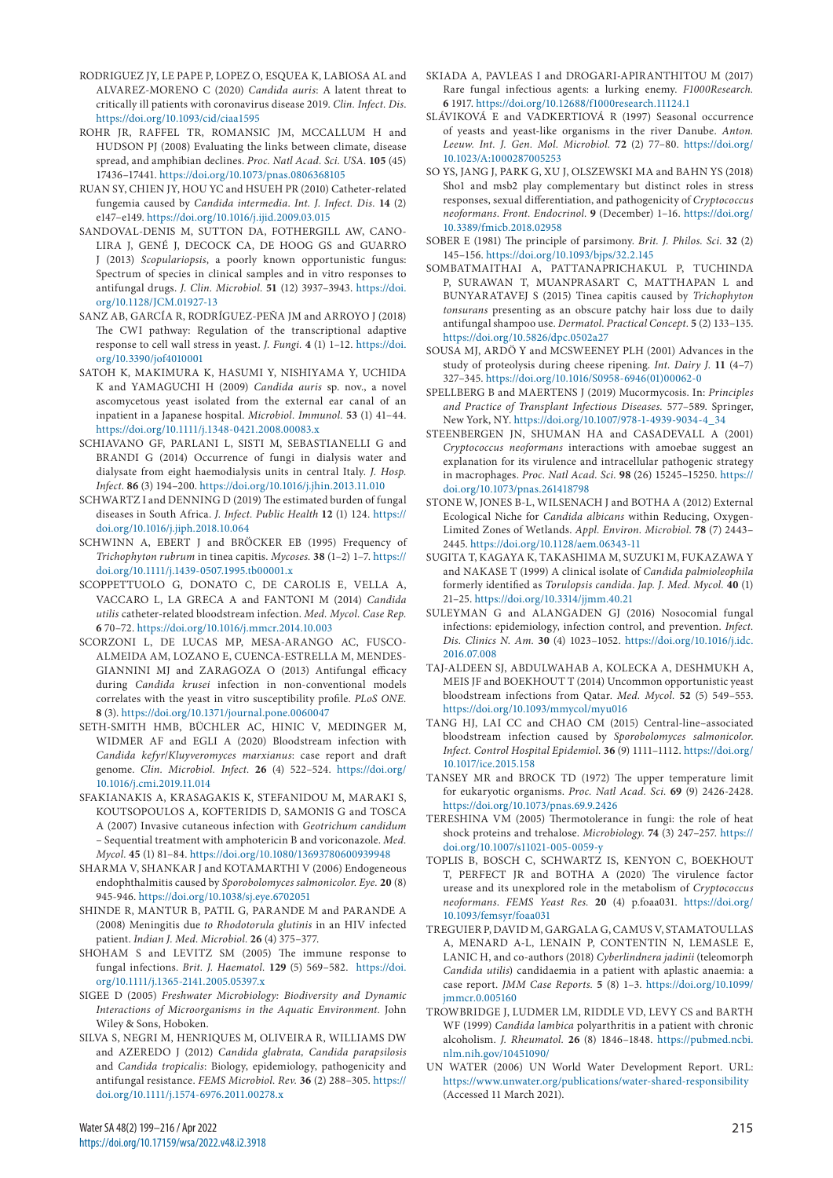RODRIGUEZ JY, LE PAPE P, LOPEZ O, ESQUEA K, LABIOSA AL and ALVAREZ-MORENO C (2020) *Candida auris*: A latent threat to critically ill patients with coronavirus disease 2019. *Clin. Infect. Dis*. https://doi.org/10.1093/cid/ciaa1595

ROHR JR, RAFFEL TR, ROMANSIC JM, MCCALLUM H and HUDSON PJ (2008) Evaluating the links between climate, disease spread, and amphibian declines. *Proc. Natl Acad. Sci. USA.* **105** (45) 17436–17441. https://doi.org/10.1073/pnas.0806368105

RUAN SY, CHIEN JY, HOU YC and HSUEH PR (2010) Catheter-related fungemia caused by *Candida intermedia*. *Int. J. Infect. Dis.* **14** (2) e147–e149. https://doi.org/10.1016/j.ijid.2009.03.015

SANDOVAL-DENIS M, SUTTON DA, FOTHERGILL AW, CANO-LIRA J, GENÉ J, DECOCK CA, DE HOOG GS and GUARRO J (2013) *Scopulariopsis*, a poorly known opportunistic fungus: Spectrum of species in clinical samples and in vitro responses to antifungal drugs. *J. Clin. Microbiol.* **51** (12) 3937–3943. https://doi.org/10.1128/JCM.01927-13

SANZ AB, GARCÍA R, RODRÍGUEZ-PEÑA JM and ARROYO J (2018) The CWI pathway: Regulation of the transcriptional adaptive response to cell wall stress in yeast. *J. Fungi.* **4** (1) 1–12. https://doi.org/10.3390/jof4010001

SATOH K, MAKIMURA K, HASUMI Y, NISHIYAMA Y, UCHIDA K and YAMAGUCHI H (2009) *Candida auris* sp. nov., a novel ascomycetous yeast isolated from the external ear canal of an inpatient in a Japanese hospital. *Microbiol. Immunol.* **53** (1) 41–44. https://doi.org/10.1111/j.1348-0421.2008.00083.x

SCHIAVANO GF, PARLANI L, SISTI M, SEBASTIANELLI G and BRANDI G (2014) Occurrence of fungi in dialysis water and dialysate from eight haemodialysis units in central Italy. *J. Hosp. Infect.* **86** (3) 194–200. https://doi.org/10.1016/j.jhin.2013.11.010

SCHWARTZ I and DENNING D (2019) The estimated burden of fungal diseases in South Africa. *J. Infect. Public Health* **12** (1) 124. https://doi.org/10.1016/j.jiph.2018.10.064

SCHWINN A, EBERT J and BRÖCKER EB (1995) Frequency of *Trichophyton rubrum* in tinea capitis. *Mycoses.* **38** (1–2) 1–7. https://doi.org/10.1111/j.1439-0507.1995.tb00001.x

SCOPPETTUOLO G, DONATO C, DE CAROLIS E, VELLA A, VACCARO L, LA GRECA A and FANTONI M (2014) *Candida utilis* catheter-related bloodstream infection. *Med. Mycol. Case Rep.* **6** 70–72. https://doi.org/10.1016/j.mmcr.2014.10.003

SCORZONI L, DE LUCAS MP, MESA-ARANGO AC, FUSCO-ALMEIDA AM, LOZANO E, CUENCA-ESTRELLA M, MENDES-GIANNINI MJ and ZARAGOZA O (2013) Antifungal efficacy during *Candida krusei* infection in non-conventional models correlates with the yeast in vitro susceptibility profile. *PLoS ONE.* **8** (3). https://doi.org/10.1371/journal.pone.0060047

SETH-SMITH HMB, BÜCHLER AC, HINIC V, MEDINGER M, WIDMER AF and EGLI A (2020) Bloodstream infection with *Candida kefyr/Kluyveromyces marxianus*: case report and draft genome. *Clin. Microbiol. Infect.* **26** (4) 522–524. https://doi.org/10.1016/j.cmi.2019.11.014

SFAKIANAKIS A, KRASAGAKIS K, STEFANIDOU M, MARAKI S, KOUTSOPOULOS A, KOFTERIDIS D, SAMONIS G and TOSCA A (2007) Invasive cutaneous infection with *Geotrichum candidum* – Sequential treatment with amphotericin B and voriconazole. *Med. Mycol.* **45** (1) 81–84. https://doi.org/10.1080/13693780600939948

SHARMA V, SHANKAR J and KOTAMARTHI V (2006) Endogeneous endophthalmitis caused by *Sporobolomyces salmonicolor*. *Eye.* **20** (8) 945-946. https://doi.org/10.1038/sj.eye.6702051

SHINDE R, MANTUR B, PATIL G, PARANDE M and PARANDE A (2008) Meningitis due *to Rhodotorula glutinis* in an HIV infected patient. *Indian J. Med. Microbiol.* **26** (4) 375–377.

SHOHAM S and LEVITZ SM (2005) The immune response to fungal infections. *Brit. J. Haematol.* **129** (5) 569–582. https://doi.org/10.1111/j.1365-2141.2005.05397.x

SIGEE D (2005) *Freshwater Microbiology: Biodiversity and Dynamic Interactions of Microorganisms in the Aquatic Environment.* John Wiley & Sons, Hoboken.

SILVA S, NEGRI M, HENRIQUES M, OLIVEIRA R, WILLIAMS DW and AZEREDO J (2012) *Candida glabrata, Candida parapsilosis* and *Candida tropicalis*: Biology, epidemiology, pathogenicity and antifungal resistance. *FEMS Microbiol. Rev.* **36** (2) 288–305. https://doi.org/10.1111/j.1574-6976.2011.00278.x

SKIADA A, PAVLEAS I and DROGARI-APIRANTHITOU M (2017) Rare fungal infectious agents: a lurking enemy. *F1000Research.* **6** 1917. https://doi.org/10.12688/f1000research.11124.1

SLÁVIKOVÁ E and VADKERTIOVÁ R (1997) Seasonal occurrence of yeasts and yeast-like organisms in the river Danube. *Anton. Leeuw. Int. J. Gen. Mol. Microbiol.* **72** (2) 77–80. https://doi.org/10.1023/A:1000287005253

SO YS, JANG J, PARK G, XU J, OLSZEWSKI MA and BAHN YS (2018) Sho1 and msb2 play complementary but distinct roles in stress responses, sexual differentiation, and pathogenicity of *Cryptococcus neoformans*. *Front. Endocrinol.* **9** (December) 1–16. https://doi.org/10.3389/fmicb.2018.02958

SOBER E (1981) The principle of parsimony. *Brit. J. Philos. Sci.* **32** (2) 145–156. https://doi.org/10.1093/bjps/32.2.145

SOMBATMAITHAI A, PATTANAPRICHAKUL P, TUCHINDA P, SURAWAN T, MUANPRASART C, MATTHAPAN L and BUNYARATAVEJ S (2015) Tinea capitis caused by *Trichophyton tonsurans* presenting as an obscure patchy hair loss due to daily antifungal shampoo use. *Dermatol. Practical Concept.* **5** (2) 133–135. https://doi.org/10.5826/dpc.0502a27

SOUSA MJ, ARDÖ Y and MCSWEENEY PLH (2001) Advances in the study of proteolysis during cheese ripening. *Int. Dairy J.* **11** (4–7) 327–345. https://doi.org/10.1016/S0958-6946(01)00062-0

SPELLBERG B and MAERTENS J (2019) Mucormycosis. In: *Principles and Practice of Transplant Infectious Diseases.* 577–589. Springer, New York, NY. https://doi.org/10.1007/978-1-4939-9034-4_34

STEENBERGEN JN, SHUMAN HA and CASADEVALL A (2001) *Cryptococcus neoformans* interactions with amoebae suggest an explanation for its virulence and intracellular pathogenic strategy in macrophages. *Proc. Natl Acad. Sci.* **98** (26) 15245–15250. https://doi.org/10.1073/pnas.261418798

STONE W, JONES B-L, WILSENACH J and BOTHA A (2012) External Ecological Niche for *Candida albicans* within Reducing, Oxygen-Limited Zones of Wetlands. *Appl. Environ. Microbiol.* **78** (7) 2443–2445. https://doi.org/10.1128/aem.06343-11

SUGITA T, KAGAYA K, TAKASHIMA M, SUZUKI M, FUKAZAWA Y and NAKASE T (1999) A clinical isolate of *Candida palmioleophila* formerly identified as *Torulopsis candida*. *Jap. J. Med. Mycol.* **40** (1) 21–25. https://doi.org/10.3314/jjmm.40.21

SULEYMAN G and ALANGADEN GJ (2016) Nosocomial fungal infections: epidemiology, infection control, and prevention. *Infect. Dis. Clinics N. Am.* **30** (4) 1023–1052. https://doi.org/10.1016/j.idc.2016.07.008

TAJ-ALDEEN SJ, ABDULWAHAB A, KOLECKA A, DESHMUKH A, MEIS JF and BOEKHOUT T (2014) Uncommon opportunistic yeast bloodstream infections from Qatar. *Med. Mycol.* **52** (5) 549–553. https://doi.org/10.1093/mmycol/myu016

TANG HJ, LAI CC and CHAO CM (2015) Central-line–associated bloodstream infection caused by *Sporobolomyces salmonicolor*. *Infect. Control Hospital Epidemiol.* **36** (9) 1111–1112. https://doi.org/10.1017/ice.2015.158

TANSEY MR and BROCK TD (1972) The upper temperature limit for eukaryotic organisms. *Proc. Natl Acad. Sci.* **69** (9) 2426-2428. https://doi.org/10.1073/pnas.69.9.2426

TERESHINA VM (2005) Thermotolerance in fungi: the role of heat shock proteins and trehalose. *Microbiology.* **74** (3) 247–257. https://doi.org/10.1007/s11021-005-0059-y

TOPLIS B, BOSCH C, SCHWARTZ IS, KENYON C, BOEKHOUT T, PERFECT JR and BOTHA A (2020) The virulence factor urease and its unexplored role in the metabolism of *Cryptococcus neoformans*. *FEMS Yeast Res.* **20** (4) p.foaa031. https://doi.org/10.1093/femsyr/foaa031

TREGUIER P, DAVID M, GARGALA G, CAMUS V, STAMATOULLAS A, MENARD A-L, LENAIN P, CONTENTIN N, LEMASLE E, LANIC H, and co-authors (2018) *Cyberlindnera jadinii* (teleomorph *Candida utilis*) candidaemia in a patient with aplastic anaemia: a case report. *JMM Case Reports.* **5** (8) 1–3. https://doi.org/10.1099/jmmcr.0.005160

TROWBRIDGE J, LUDMER LM, RIDDLE VD, LEVY CS and BARTH WF (1999) *Candida lambica* polyarthritis in a patient with chronic alcoholism. *J. Rheumatol.* **26** (8) 1846–1848. https://pubmed.ncbi.nlm.nih.gov/10451090/

UN WATER (2006) UN World Water Development Report. URL: https://www.unwater.org/publications/water-shared-responsibility (Accessed 11 March 2021).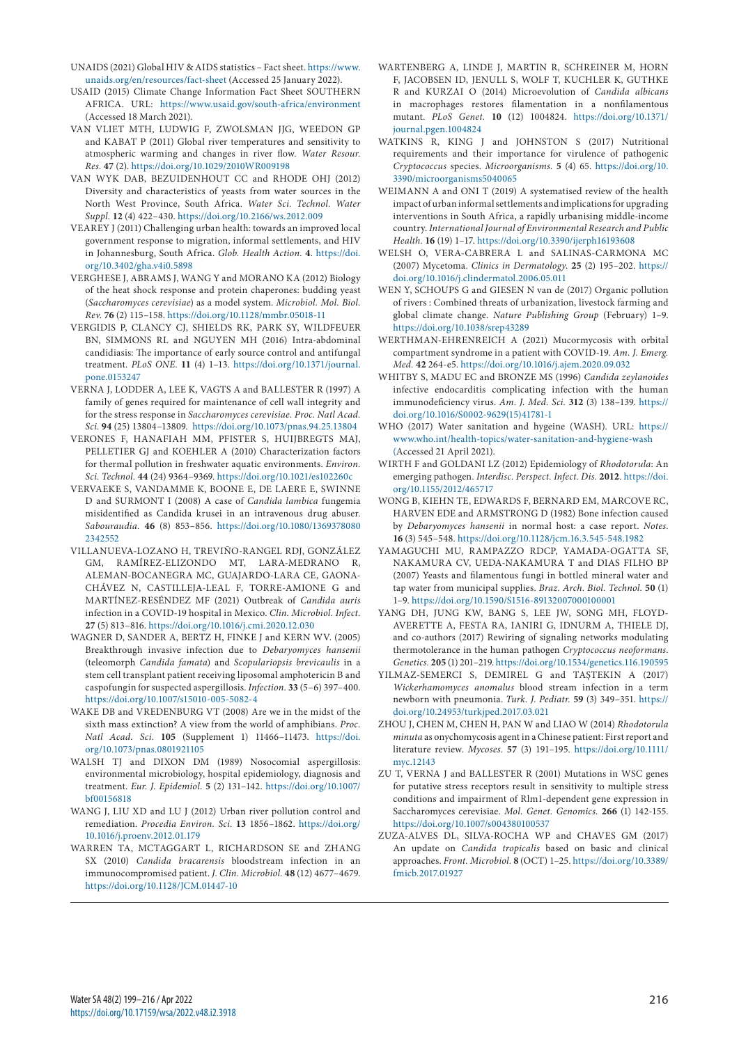UNAIDS (2021) Global HIV & AIDS statistics – Fact sheet. https://www.unaids.org/en/resources/fact-sheet (Accessed 25 January 2022).

USAID (2015) Climate Change Information Fact Sheet SOUTHERN AFRICA. URL: https://www.usaid.gov/south-africa/environment (Accessed 18 March 2021).

VAN VLIET MTH, LUDWIG F, ZWOLSMAN JJG, WEEDON GP and KABAT P (2011) Global river temperatures and sensitivity to atmospheric warming and changes in river flow. *Water Resour. Res.* **47** (2). https://doi.org/10.1029/2010WR009198

VAN WYK DAB, BEZUIDENHOUT CC and RHODE OHJ (2012) Diversity and characteristics of yeasts from water sources in the North West Province, South Africa. *Water Sci. Technol. Water Suppl.* **12** (4) 422–430. https://doi.org/10.2166/ws.2012.009

VEAREY J (2011) Challenging urban health: towards an improved local government response to migration, informal settlements, and HIV in Johannesburg, South Africa. *Glob. Health Action.* **4**. https://doi.org/10.3402/gha.v4i0.5898

VERGHESE J, ABRAMS J, WANG Y and MORANO KA (2012) Biology of the heat shock response and protein chaperones: budding yeast (*Saccharomyces cerevisiae*) as a model system. *Microbiol. Mol. Biol. Rev.* **76** (2) 115–158. https://doi.org/10.1128/mmbr.05018-11

VERGIDIS P, CLANCY CJ, SHIELDS RK, PARK SY, WILDFEUER BN, SIMMONS RL and NGUYEN MH (2016) Intra-abdominal candidiasis: The importance of early source control and antifungal treatment. *PLoS ONE.* **11** (4) 1–13. https://doi.org/10.1371/journal.pone.0153247

VERNA J, LODDER A, LEE K, VAGTS A and BALLESTER R (1997) A family of genes required for maintenance of cell wall integrity and for the stress response in *Saccharomyces cerevisiae*. *Proc. Natl Acad. Sci.* **94** (25) 13804–13809. https://doi.org/10.1073/pnas.94.25.13804

VERONES F, HANAFIAH MM, PFISTER S, HUIJBREGTS MAJ, PELLETIER GJ and KOEHLER A (2010) Characterization factors for thermal pollution in freshwater aquatic environments. *Environ. Sci. Technol.* **44** (24) 9364–9369. https://doi.org/10.1021/es102260c

VERVAEKE S, VANDAMME K, BOONE E, DE LAERE E, SWINNE D and SURMONT I (2008) A case of *Candida lambica* fungemia misidentified as Candida krusei in an intravenous drug abuser. *Sabouraudia.* **46** (8) 853–856. https://doi.org/10.1080/13693780802342552

VILLANUEVA-LOZANO H, TREVIÑO-RANGEL RDJ, GONZÁLEZ GM, RAMÍREZ-ELIZONDO MT, LARA-MEDRANO R, ALEMAN-BOCANEGRA MC, GUAJARDO-LARA CE, GAONA-CHÁVEZ N, CASTILLEJA-LEAL F, TORRE-AMIONE G and MARTÍNEZ-RESÉNDEZ MF (2021) Outbreak of *Candida auris* infection in a COVID-19 hospital in Mexico. *Clin. Microbiol. Infect.* **27** (5) 813–816. https://doi.org/10.1016/j.cmi.2020.12.030

WAGNER D, SANDER A, BERTZ H, FINKE J and KERN WV. (2005) Breakthrough invasive infection due to *Debaryomyces hansenii* (teleomorph *Candida famata*) and *Scopulariopsis brevicaulis* in a stem cell transplant patient receiving liposomal amphotericin B and caspofungin for suspected aspergillosis. *Infection*. **33** (5–6) 397–400. https://doi.org/10.1007/s15010-005-5082-4

WAKE DB and VREDENBURG VT (2008) Are we in the midst of the sixth mass extinction? A view from the world of amphibians. *Proc. Natl Acad. Sci.* **105** (Supplement 1) 11466–11473. https://doi.org/10.1073/pnas.0801921105

WALSH TJ and DIXON DM (1989) Nosocomial aspergillosis: environmental microbiology, hospital epidemiology, diagnosis and treatment. *Eur. J. Epidemiol.* **5** (2) 131–142. https://doi.org/10.1007/bf00156818

WANG J, LIU XD and LU J (2012) Urban river pollution control and remediation. *Procedia Environ. Sci.* **13** 1856–1862. https://doi.org/10.1016/j.proenv.2012.01.179

WARREN TA, MCTAGGART L, RICHARDSON SE and ZHANG SX (2010) *Candida bracarensis* bloodstream infection in an immunocompromised patient. *J. Clin. Microbiol.* **48** (12) 4677–4679. https://doi.org/10.1128/JCM.01447-10

WARTENBERG A, LINDE J, MARTIN R, SCHREINER M, HORN F, JACOBSEN ID, JENULL S, WOLF T, KUCHLER K, GUTHKE R and KURZAI O (2014) Microevolution of *Candida albicans* in macrophages restores filamentation in a nonfilamentous mutant. *PLoS Genet.* **10** (12) 1004824. https://doi.org/10.1371/journal.pgen.1004824

WATKINS R, KING J and JOHNSTON S (2017) Nutritional requirements and their importance for virulence of pathogenic *Cryptococcus* species. *Microorganisms.* **5** (4) 65. https://doi.org/10.3390/microorganisms5040065

WEIMANN A and ONI T (2019) A systematised review of the health impact of urban informal settlements and implications for upgrading interventions in South Africa, a rapidly urbanising middle-income country. *International Journal of Environmental Research and Public Health.* **16** (19) 1–17. https://doi.org/10.3390/ijerph16193608

WELSH O, VERA-CABRERA L and SALINAS-CARMONA MC (2007) Mycetoma. *Clinics in Dermatology.* **25** (2) 195–202. https://doi.org/10.1016/j.clindermatol.2006.05.011

WEN Y, SCHOUPS G and GIESEN N van de (2017) Organic pollution of rivers : Combined threats of urbanization, livestock farming and global climate change. *Nature Publishing Group* (February) 1–9. https://doi.org/10.1038/srep43289

WERTHMAN-EHRENREICH A (2021) Mucormycosis with orbital compartment syndrome in a patient with COVID-19. *Am. J. Emerg. Med.* **42** 264-e5. https://doi.org/10.1016/j.ajem.2020.09.032

WHITBY S, MADU EC and BRONZE MS (1996) *Candida zeylanoides* infective endocarditis complicating infection with the human immunodeficiency virus. *Am. J. Med. Sci.* **312** (3) 138–139. https://doi.org/10.1016/S0002-9629(15)41781-1

WHO (2017) Water sanitation and hygeine (WASH). URL: https://www.who.int/health-topics/water-sanitation-and-hygiene-wash (Accessed 21 April 2021).

WIRTH F and GOLDANI LZ (2012) Epidemiology of *Rhodotorula*: An emerging pathogen. *Interdisc. Perspect. Infect. Dis.* **2012**. https://doi.org/10.1155/2012/465717

WONG B, KIEHN TE, EDWARDS F, BERNARD EM, MARCOVE RC, HARVEN EDE and ARMSTRONG D (1982) Bone infection caused by *Debaryomyces hansenii* in normal host: a case report. *Notes.* **16** (3) 545–548. https://doi.org/10.1128/jcm.16.3.545-548.1982

YAMAGUCHI MU, RAMPAZZO RDCP, YAMADA-OGATTA SF, NAKAMURA CV, UEDA-NAKAMURA T and DIAS FILHO BP (2007) Yeasts and filamentous fungi in bottled mineral water and tap water from municipal supplies. *Braz. Arch. Biol. Technol.* **50** (1) 1–9. https://doi.org/10.1590/S1516-89132007000100001

YANG DH, JUNG KW, BANG S, LEE JW, SONG MH, FLOYD-AVERETTE A, FESTA RA, IANIRI G, IDNURM A, THIELE DJ, and co-authors (2017) Rewiring of signaling networks modulating thermotolerance in the human pathogen *Cryptococcus neoformans*. *Genetics.* **205** (1) 201–219. https://doi.org/10.1534/genetics.116.190595

YILMAZ-SEMERCI S, DEMIREL G and TAŞTEKIN A (2017) *Wickerhamomyces anomalus* blood stream infection in a term newborn with pneumonia. *Turk. J. Pediatr.* **59** (3) 349–351. https://doi.org/10.24953/turkjped.2017.03.021

ZHOU J, CHEN M, CHEN H, PAN W and LIAO W (2014) *Rhodotorula minuta* as onychomycosis agent in a Chinese patient: First report and literature review. *Mycoses.* **57** (3) 191–195. https://doi.org/10.1111/myc.12143

ZU T, VERNA J and BALLESTER R (2001) Mutations in WSC genes for putative stress receptors result in sensitivity to multiple stress conditions and impairment of Rlm1-dependent gene expression in Saccharomyces cerevisiae. *Mol. Genet. Genomics.* **266** (1) 142-155. https://doi.org/10.1007/s004380100537

ZUZA-ALVES DL, SILVA-ROCHA WP and CHAVES GM (2017) An update on *Candida tropicalis* based on basic and clinical approaches. *Front. Microbiol.* **8** (OCT) 1–25. https://doi.org/10.3389/fmicb.2017.01927